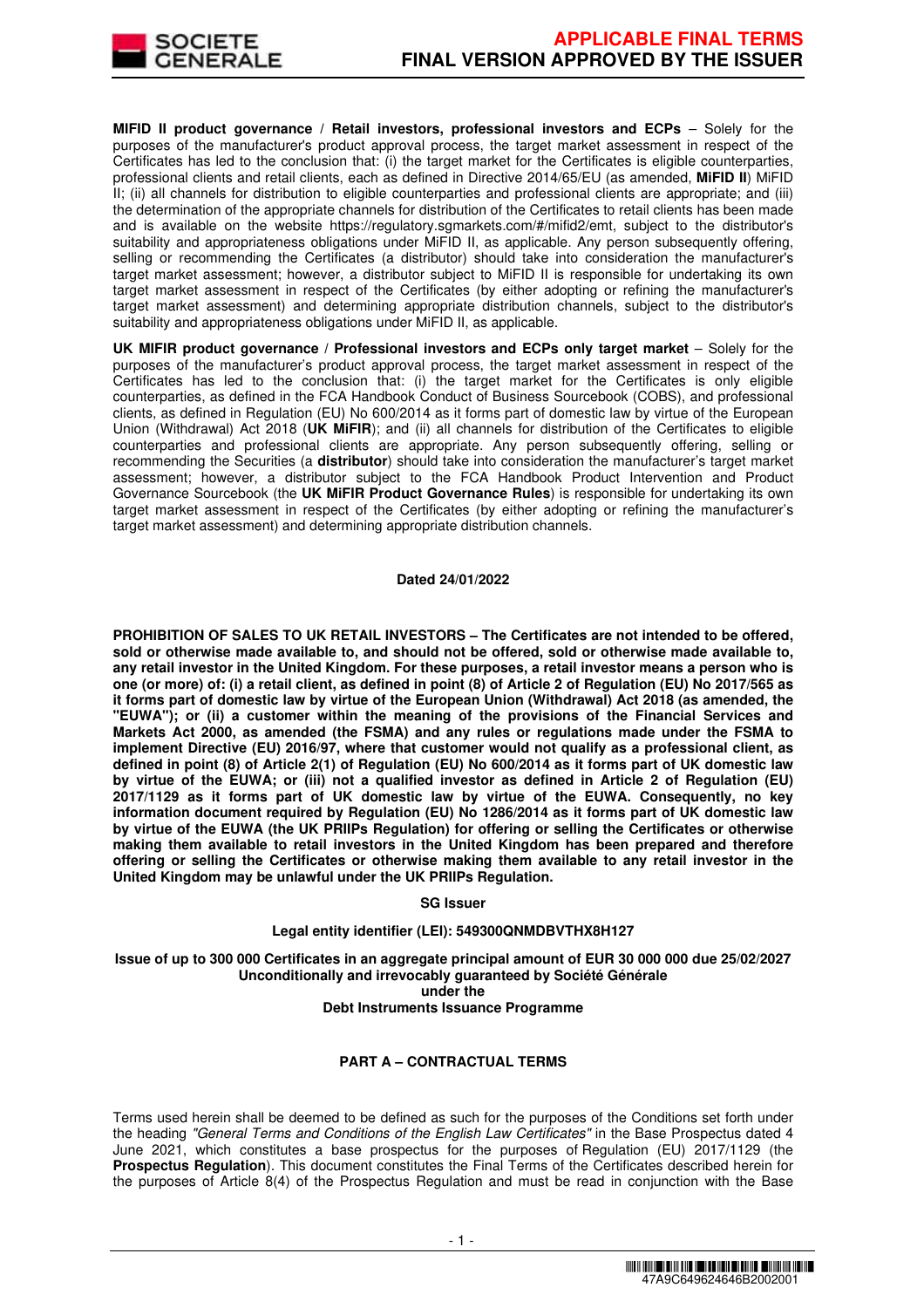**MIFID II product governance / Retail investors, professional investors and ECPs** – Solely for the purposes of the manufacturer's product approval process, the target market assessment in respect of the Certificates has led to the conclusion that: (i) the target market for the Certificates is eligible counterparties, professional clients and retail clients, each as defined in Directive 2014/65/EU (as amended, **MiFID II**) MiFID II; (ii) all channels for distribution to eligible counterparties and professional clients are appropriate; and (iii) the determination of the appropriate channels for distribution of the Certificates to retail clients has been made and is available on the website https://regulatory.sgmarkets.com/#/mifid2/emt, subject to the distributor's suitability and appropriateness obligations under MiFID II, as applicable. Any person subsequently offering, selling or recommending the Certificates (a distributor) should take into consideration the manufacturer's target market assessment; however, a distributor subject to MiFID II is responsible for undertaking its own target market assessment in respect of the Certificates (by either adopting or refining the manufacturer's target market assessment) and determining appropriate distribution channels, subject to the distributor's suitability and appropriateness obligations under MiFID II, as applicable.

**UK MIFIR product governance / Professional investors and ECPs only target market** – Solely for the purposes of the manufacturer's product approval process, the target market assessment in respect of the Certificates has led to the conclusion that: (i) the target market for the Certificates is only eligible counterparties, as defined in the FCA Handbook Conduct of Business Sourcebook (COBS), and professional clients, as defined in Regulation (EU) No 600/2014 as it forms part of domestic law by virtue of the European Union (Withdrawal) Act 2018 (**UK MiFIR**); and (ii) all channels for distribution of the Certificates to eligible counterparties and professional clients are appropriate. Any person subsequently offering, selling or recommending the Securities (a **distributor**) should take into consideration the manufacturer's target market assessment; however, a distributor subject to the FCA Handbook Product Intervention and Product Governance Sourcebook (the **UK MiFIR Product Governance Rules**) is responsible for undertaking its own target market assessment in respect of the Certificates (by either adopting or refining the manufacturer's target market assessment) and determining appropriate distribution channels.

**Dated 24/01/2022**

**PROHIBITION OF SALES TO UK RETAIL INVESTORS – The Certificates are not intended to be offered, sold or otherwise made available to, and should not be offered, sold or otherwise made available to, any retail investor in the United Kingdom. For these purposes, a retail investor means a person who is one (or more) of: (i) a retail client, as defined in point (8) of Article 2 of Regulation (EU) No 2017/565 as it forms part of domestic law by virtue of the European Union (Withdrawal) Act 2018 (as amended, the "EUWA"); or (ii) a customer within the meaning of the provisions of the Financial Services and Markets Act 2000, as amended (the FSMA) and any rules or regulations made under the FSMA to implement Directive (EU) 2016/97, where that customer would not qualify as a professional client, as defined in point (8) of Article 2(1) of Regulation (EU) No 600/2014 as it forms part of UK domestic law by virtue of the EUWA; or (iii) not a qualified investor as defined in Article 2 of Regulation (EU) 2017/1129 as it forms part of UK domestic law by virtue of the EUWA. Consequently, no key information document required by Regulation (EU) No 1286/2014 as it forms part of UK domestic law by virtue of the EUWA (the UK PRIIPs Regulation) for offering or selling the Certificates or otherwise making them available to retail investors in the United Kingdom has been prepared and therefore offering or selling the Certificates or otherwise making them available to any retail investor in the United Kingdom may be unlawful under the UK PRIIPs Regulation.**

**SG Issuer**

**Legal entity identifier (LEI): 549300QNMDBVTHX8H127**

**Issue of up to 300 000 Certificates in an aggregate principal amount of EUR 30 000 000 due 25/02/2027**
**Unconditionally and irrevocably guaranteed by Société Générale**
**under the**
**Debt Instruments Issuance Programme**

**PART A – CONTRACTUAL TERMS**

Terms used herein shall be deemed to be defined as such for the purposes of the Conditions set forth under the heading *"General Terms and Conditions of the English Law Certificates"* in the Base Prospectus dated 4 June 2021, which constitutes a base prospectus for the purposes of Regulation (EU) 2017/1129 (the **Prospectus Regulation**). This document constitutes the Final Terms of the Certificates described herein for the purposes of Article 8(4) of the Prospectus Regulation and must be read in conjunction with the Base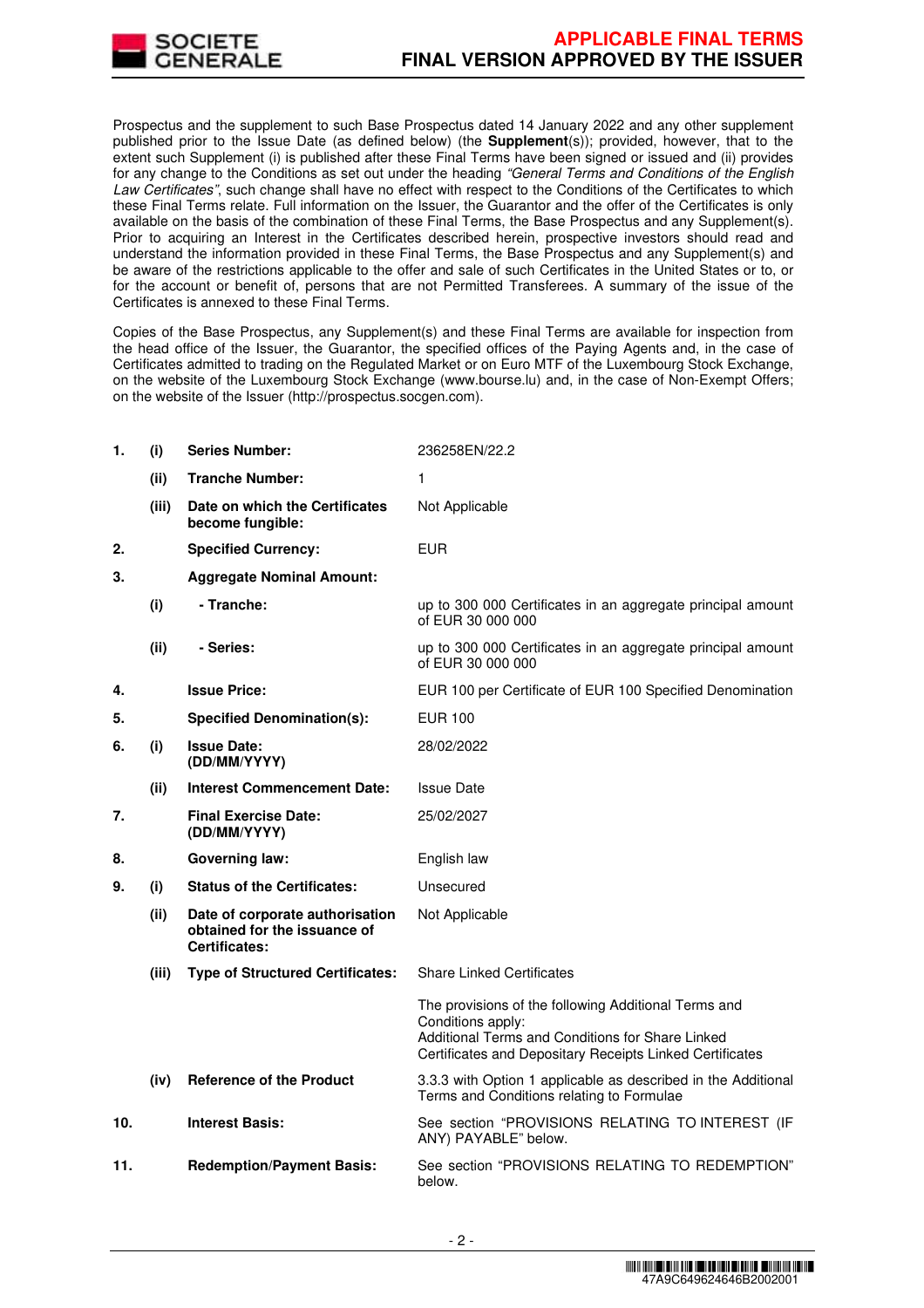Prospectus and the supplement to such Base Prospectus dated 14 January 2022 and any other supplement published prior to the Issue Date (as defined below) (the **Supplement**(s)); provided, however, that to the extent such Supplement (i) is published after these Final Terms have been signed or issued and (ii) provides for any change to the Conditions as set out under the heading *"General Terms and Conditions of the English Law Certificates"*, such change shall have no effect with respect to the Conditions of the Certificates to which these Final Terms relate. Full information on the Issuer, the Guarantor and the offer of the Certificates is only available on the basis of the combination of these Final Terms, the Base Prospectus and any Supplement(s). Prior to acquiring an Interest in the Certificates described herein, prospective investors should read and understand the information provided in these Final Terms, the Base Prospectus and any Supplement(s) and be aware of the restrictions applicable to the offer and sale of such Certificates in the United States or to, or for the account or benefit of, persons that are not Permitted Transferees. A summary of the issue of the Certificates is annexed to these Final Terms.

Copies of the Base Prospectus, any Supplement(s) and these Final Terms are available for inspection from the head office of the Issuer, the Guarantor, the specified offices of the Paying Agents and, in the case of Certificates admitted to trading on the Regulated Market or on Euro MTF of the Luxembourg Stock Exchange, on the website of the Luxembourg Stock Exchange (www.bourse.lu) and, in the case of Non-Exempt Offers; on the website of the Issuer (http://prospectus.socgen.com).

| | | | |
|---|---|---|---|
| **1.** | **(i)** | **Series Number:** | 236258EN/22.2 |
| | **(ii)** | **Tranche Number:** | 1 |
| | **(iii)** | **Date on which the Certificates become fungible:** | Not Applicable |
| **2.** | | **Specified Currency:** | EUR |
| **3.** | | **Aggregate Nominal Amount:** | |
| | **(i)** | **- Tranche:** | up to 300 000 Certificates in an aggregate principal amount of EUR 30 000 000 |
| | **(ii)** | **- Series:** | up to 300 000 Certificates in an aggregate principal amount of EUR 30 000 000 |
| **4.** | | **Issue Price:** | EUR 100 per Certificate of EUR 100 Specified Denomination |
| **5.** | | **Specified Denomination(s):** | EUR 100 |
| **6.** | **(i)** | **Issue Date: (DD/MM/YYYY)** | 28/02/2022 |
| | **(ii)** | **Interest Commencement Date:** | Issue Date |
| **7.** | | **Final Exercise Date: (DD/MM/YYYY)** | 25/02/2027 |
| **8.** | | **Governing law:** | English law |
| **9.** | **(i)** | **Status of the Certificates:** | Unsecured |
| | **(ii)** | **Date of corporate authorisation obtained for the issuance of Certificates:** | Not Applicable |
| | **(iii)** | **Type of Structured Certificates:** | Share Linked Certificates<br><br>The provisions of the following Additional Terms and Conditions apply:<br>Additional Terms and Conditions for Share Linked Certificates and Depositary Receipts Linked Certificates |
| | **(iv)** | **Reference of the Product** | 3.3.3 with Option 1 applicable as described in the Additional Terms and Conditions relating to Formulae |
| **10.** | | **Interest Basis:** | See section "PROVISIONS RELATING TO INTEREST (IF ANY) PAYABLE" below. |
| **11.** | | **Redemption/Payment Basis:** | See section "PROVISIONS RELATING TO REDEMPTION" below. |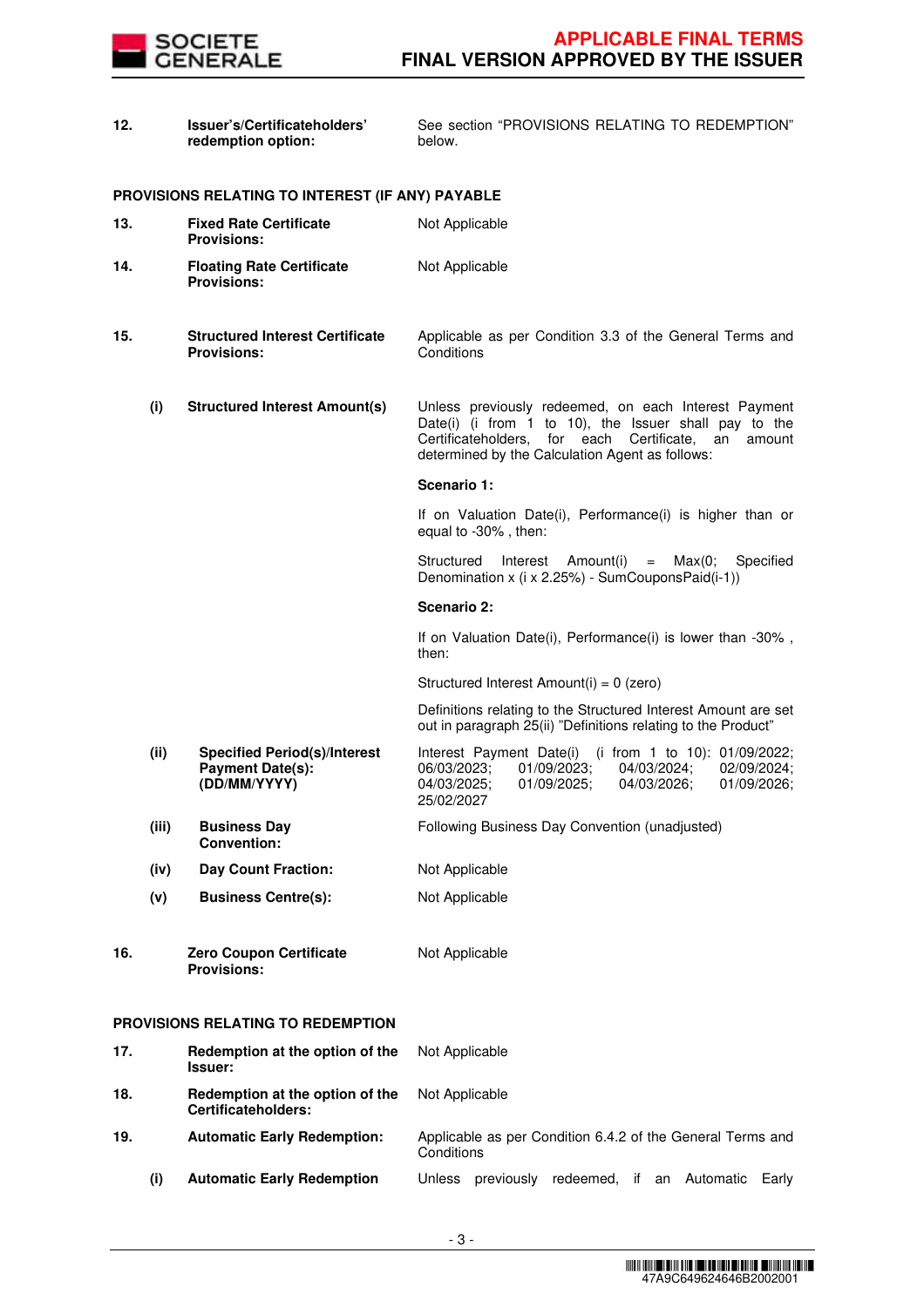| | | |
|---|---|---|
| **12.** | **Issuer's/Certificateholders' redemption option:** | See section "PROVISIONS RELATING TO REDEMPTION" below. |

**PROVISIONS RELATING TO INTEREST (IF ANY) PAYABLE**

| | | | |
|---|---|---|---|
| **13.** | | **Fixed Rate Certificate Provisions:** | Not Applicable |
| **14.** | | **Floating Rate Certificate Provisions:** | Not Applicable |
| **15.** | | **Structured Interest Certificate Provisions:** | Applicable as per Condition 3.3 of the General Terms and Conditions |
| | **(i)** | **Structured Interest Amount(s)** | Unless previously redeemed, on each Interest Payment Date(i) (i from 1 to 10), the Issuer shall pay to the Certificateholders, for each Certificate, an amount determined by the Calculation Agent as follows:<br><br>**Scenario 1:**<br><br>If on Valuation Date(i), Performance(i) is higher than or equal to -30% , then:<br><br>Structured Interest Amount(i) = Max(0; Specified Denomination x (i x 2.25%) - SumCouponsPaid(i-1))<br><br>**Scenario 2:**<br><br>If on Valuation Date(i), Performance(i) is lower than -30% , then:<br><br>Structured Interest Amount(i) = 0 (zero)<br><br>Definitions relating to the Structured Interest Amount are set out in paragraph 25(ii) "Definitions relating to the Product" |
| | **(ii)** | **Specified Period(s)/Interest Payment Date(s): (DD/MM/YYYY)** | Interest Payment Date(i) (i from 1 to 10): 01/09/2022; 06/03/2023; 01/09/2023; 04/03/2024; 02/09/2024; 04/03/2025; 01/09/2025; 04/03/2026; 01/09/2026; 25/02/2027 |
| | **(iii)** | **Business Day Convention:** | Following Business Day Convention (unadjusted) |
| | **(iv)** | **Day Count Fraction:** | Not Applicable |
| | **(v)** | **Business Centre(s):** | Not Applicable |
| **16.** | | **Zero Coupon Certificate Provisions:** | Not Applicable |

**PROVISIONS RELATING TO REDEMPTION**

| | | | |
|---|---|---|---|
| **17.** | | **Redemption at the option of the Issuer:** | Not Applicable |
| **18.** | | **Redemption at the option of the Certificateholders:** | Not Applicable |
| **19.** | | **Automatic Early Redemption:** | Applicable as per Condition 6.4.2 of the General Terms and Conditions |
| | **(i)** | **Automatic Early Redemption** | Unless previously redeemed, if an Automatic Early |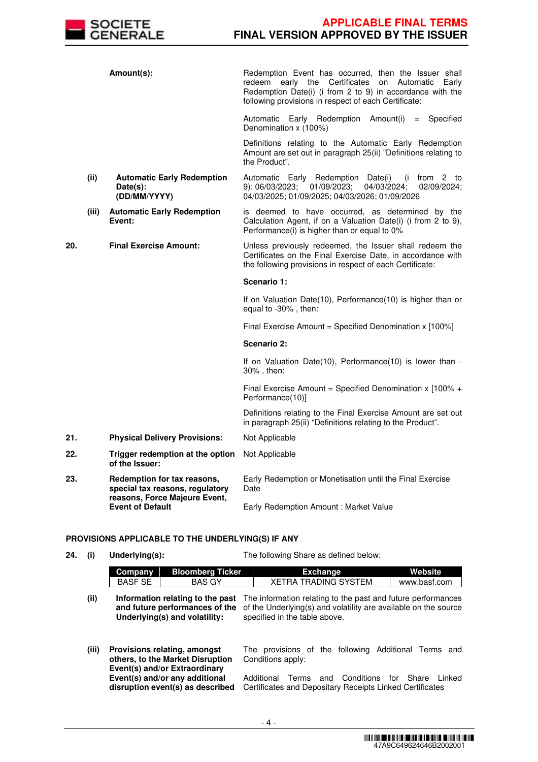| | | | |
|---|---|---|---|
| | | **Amount(s):** | Redemption Event has occurred, then the Issuer shall redeem early the Certificates on Automatic Early Redemption Date(i) (i from 2 to 9) in accordance with the following provisions in respect of each Certificate:<br><br>Automatic Early Redemption Amount(i) = Specified Denomination x (100%)<br><br>Definitions relating to the Automatic Early Redemption Amount are set out in paragraph 25(ii) "Definitions relating to the Product". |
| | (ii) | **Automatic Early Redemption Date(s): (DD/MM/YYYY)** | Automatic Early Redemption Date(i) (i from 2 to 9): 06/03/2023; 01/09/2023; 04/03/2024; 02/09/2024; 04/03/2025; 01/09/2025; 04/03/2026; 01/09/2026 |
| | (iii) | **Automatic Early Redemption Event:** | is deemed to have occurred, as determined by the Calculation Agent, if on a Valuation Date(i) (i from 2 to 9), Performance(i) is higher than or equal to 0% |
| **20.** | | **Final Exercise Amount:** | Unless previously redeemed, the Issuer shall redeem the Certificates on the Final Exercise Date, in accordance with the following provisions in respect of each Certificate:<br><br>**Scenario 1:**<br><br>If on Valuation Date(10), Performance(10) is higher than or equal to -30% , then:<br><br>Final Exercise Amount = Specified Denomination x [100%]<br><br>**Scenario 2:**<br><br>If on Valuation Date(10), Performance(10) is lower than -30% , then:<br><br>Final Exercise Amount = Specified Denomination x [100% + Performance(10)]<br><br>Definitions relating to the Final Exercise Amount are set out in paragraph 25(ii) "Definitions relating to the Product". |
| **21.** | | **Physical Delivery Provisions:** | Not Applicable |
| **22.** | | **Trigger redemption at the option of the Issuer:** | Not Applicable |
| **23.** | | **Redemption for tax reasons, special tax reasons, regulatory reasons, Force Majeure Event, Event of Default** | Early Redemption or Monetisation until the Final Exercise Date<br><br>Early Redemption Amount : Market Value |

**PROVISIONS APPLICABLE TO THE UNDERLYING(S) IF ANY**

**24. (i) Underlying(s):** The following Share as defined below:

| Company | Bloomberg Ticker | Exchange | Website |
|---|---|---|---|
| BASF SE | BAS GY | XETRA TRADING SYSTEM | www.basf.com |

| | | |
|---|---|---|
| (ii) | **Information relating to the past and future performances of the Underlying(s) and volatility:** | The information relating to the past and future performances of the Underlying(s) and volatility are available on the source specified in the table above. |
| (iii) | **Provisions relating, amongst others, to the Market Disruption Event(s) and/or Extraordinary Event(s) and/or any additional disruption event(s) as described** | The provisions of the following Additional Terms and Conditions apply:<br><br>Additional Terms and Conditions for Share Linked Certificates and Depositary Receipts Linked Certificates |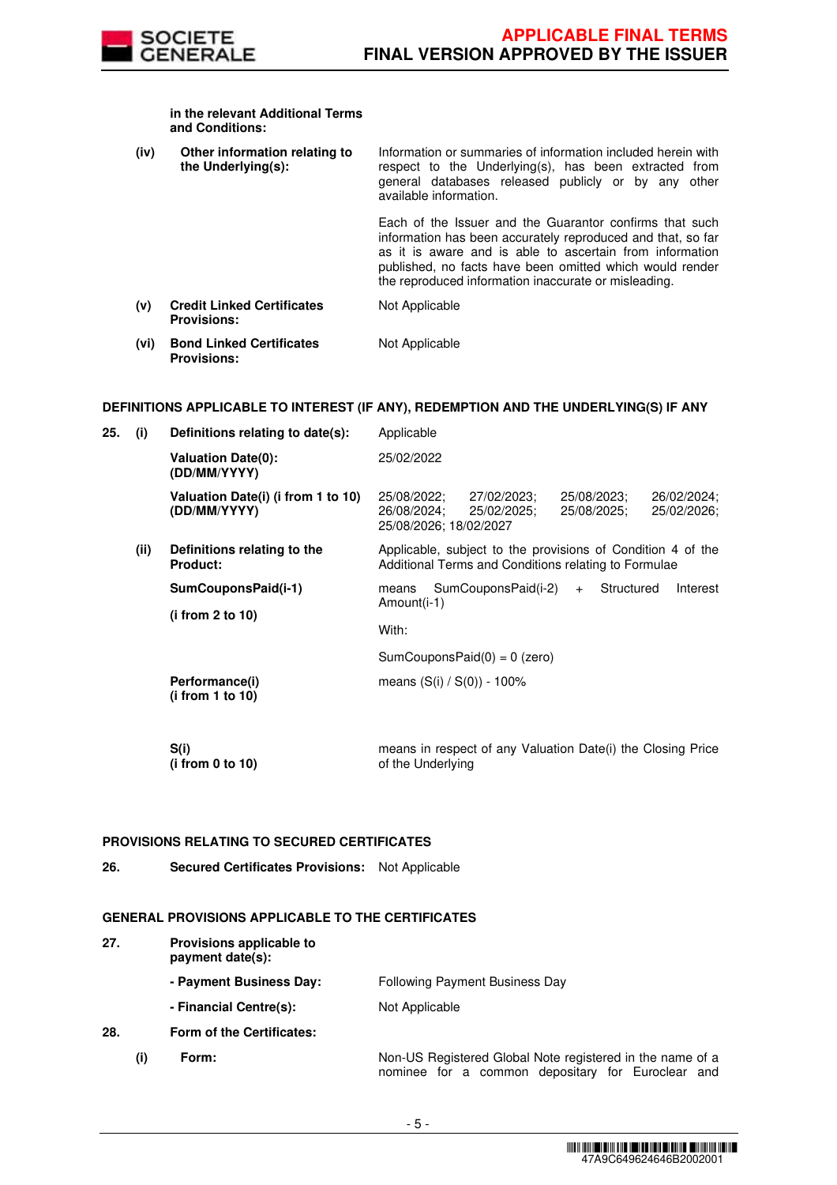| | | | |
|---|---|---|---|
| | | **in the relevant Additional Terms and Conditions:** | |
| | **(iv)** | **Other information relating to the Underlying(s):** | Information or summaries of information included herein with respect to the Underlying(s), has been extracted from general databases released publicly or by any other available information.<br><br>Each of the Issuer and the Guarantor confirms that such information has been accurately reproduced and that, so far as it is aware and is able to ascertain from information published, no facts have been omitted which would render the reproduced information inaccurate or misleading. |
| | **(v)** | **Credit Linked Certificates Provisions:** | Not Applicable |
| | **(vi)** | **Bond Linked Certificates Provisions:** | Not Applicable |

**DEFINITIONS APPLICABLE TO INTEREST (IF ANY), REDEMPTION AND THE UNDERLYING(S) IF ANY**

| | | | |
|---|---|---|---|
| **25.** | **(i)** | **Definitions relating to date(s):** | Applicable |
| | | **Valuation Date(0): (DD/MM/YYYY)** | 25/02/2022 |
| | | **Valuation Date(i) (i from 1 to 10) (DD/MM/YYYY)** | 25/08/2022; 27/02/2023; 25/08/2023; 26/02/2024; 26/08/2024; 25/02/2025; 25/08/2025; 25/02/2026; 25/08/2026; 18/02/2027 |
| | **(ii)** | **Definitions relating to the Product:** | Applicable, subject to the provisions of Condition 4 of the Additional Terms and Conditions relating to Formulae |
| | | **SumCouponsPaid(i-1)**<br><br>**(i from 2 to 10)** | means SumCouponsPaid(i-2) + Structured Interest Amount(i-1)<br><br>With:<br><br>SumCouponsPaid(0) = 0 (zero) |
| | | **Performance(i) (i from 1 to 10)** | means (S(i) / S(0)) - 100% |
| | | **S(i) (i from 0 to 10)** | means in respect of any Valuation Date(i) the Closing Price of the Underlying |

**PROVISIONS RELATING TO SECURED CERTIFICATES**

| | | |
|---|---|---|
| **26.** | **Secured Certificates Provisions:** | Not Applicable |

**GENERAL PROVISIONS APPLICABLE TO THE CERTIFICATES**

| | | | |
|---|---|---|---|
| **27.** | | **Provisions applicable to payment date(s):** | |
| | | **- Payment Business Day:** | Following Payment Business Day |
| | | **- Financial Centre(s):** | Not Applicable |
| **28.** | | **Form of the Certificates:** | |
| | **(i)** | **Form:** | Non-US Registered Global Note registered in the name of a nominee for a common depositary for Euroclear and |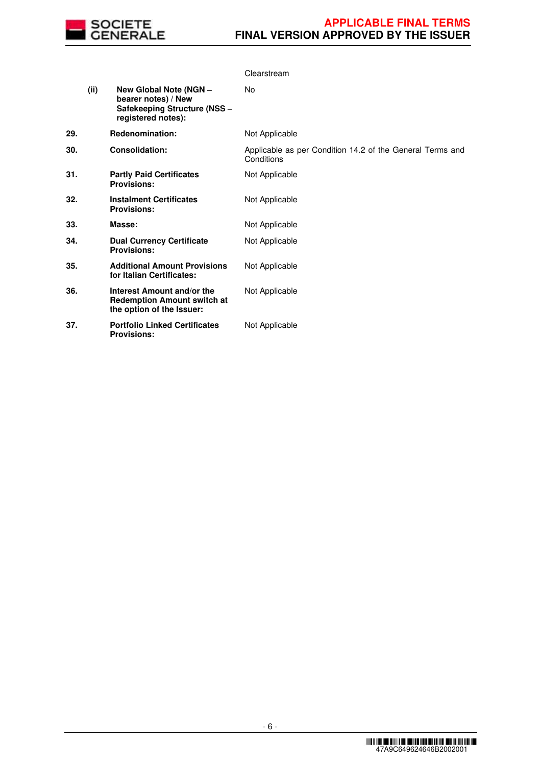| | | | |
|---|---|---|---|
| | | | Clearstream |
| | (ii) | **New Global Note (NGN – bearer notes) / New Safekeeping Structure (NSS – registered notes):** | No |
| **29.** | | **Redenomination:** | Not Applicable |
| **30.** | | **Consolidation:** | Applicable as per Condition 14.2 of the General Terms and Conditions |
| **31.** | | **Partly Paid Certificates Provisions:** | Not Applicable |
| **32.** | | **Instalment Certificates Provisions:** | Not Applicable |
| **33.** | | **Masse:** | Not Applicable |
| **34.** | | **Dual Currency Certificate Provisions:** | Not Applicable |
| **35.** | | **Additional Amount Provisions for Italian Certificates:** | Not Applicable |
| **36.** | | **Interest Amount and/or the Redemption Amount switch at the option of the Issuer:** | Not Applicable |
| **37.** | | **Portfolio Linked Certificates Provisions:** | Not Applicable |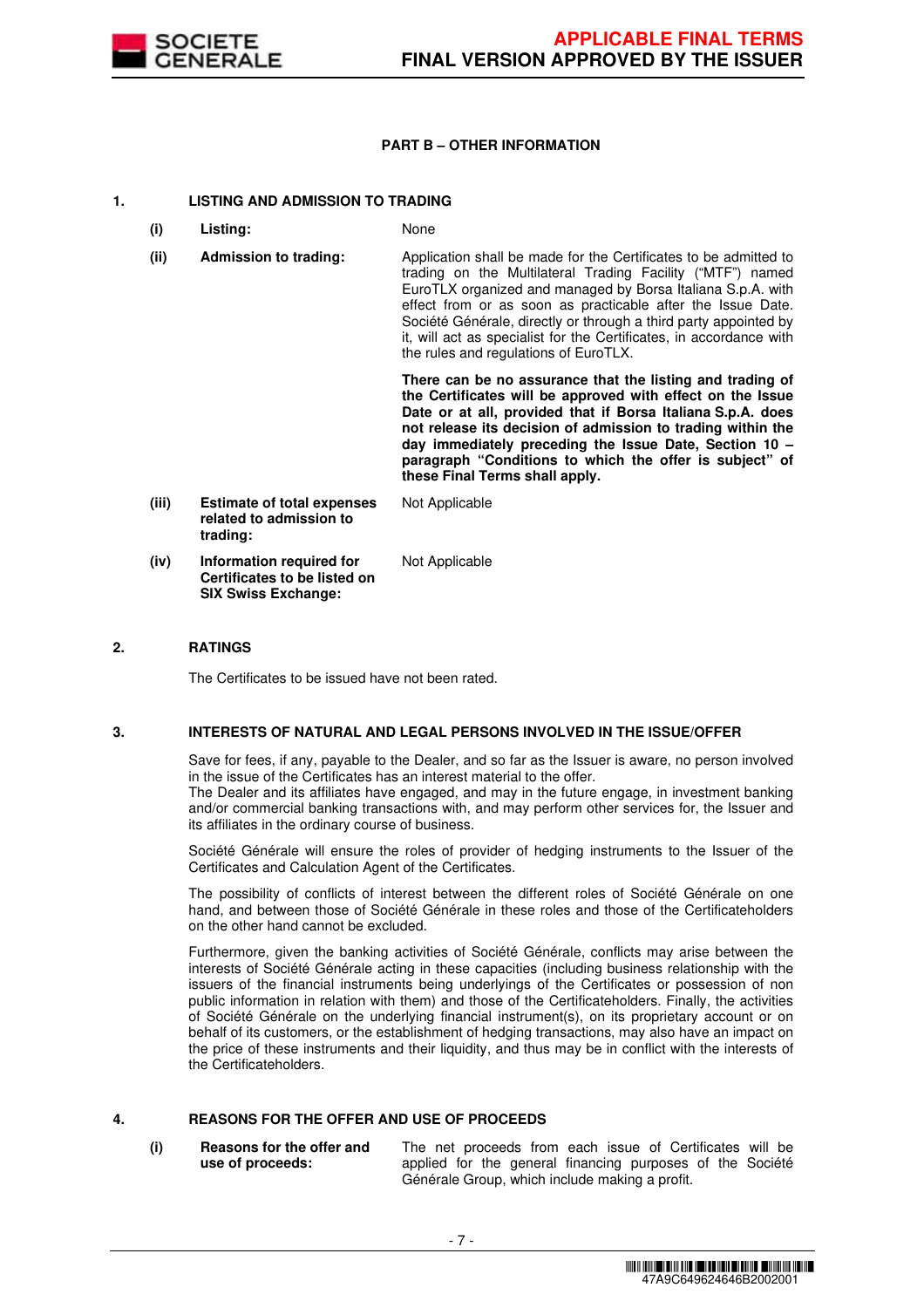## PART B – OTHER INFORMATION

### 1. LISTING AND ADMISSION TO TRADING

| | | |
|---|---|---|
| (i) | **Listing:** | None |
| (ii) | **Admission to trading:** | Application shall be made for the Certificates to be admitted to trading on the Multilateral Trading Facility ("MTF") named EuroTLX organized and managed by Borsa Italiana S.p.A. with effect from or as soon as practicable after the Issue Date. Société Générale, directly or through a third party appointed by it, will act as specialist for the Certificates, in accordance with the rules and regulations of EuroTLX.<br><br>**There can be no assurance that the listing and trading of the Certificates will be approved with effect on the Issue Date or at all, provided that if Borsa Italiana S.p.A. does not release its decision of admission to trading within the day immediately preceding the Issue Date, Section 10 – paragraph "Conditions to which the offer is subject" of these Final Terms shall apply.** |
| (iii) | **Estimate of total expenses related to admission to trading:** | Not Applicable |
| (iv) | **Information required for Certificates to be listed on SIX Swiss Exchange:** | Not Applicable |

### 2. RATINGS

The Certificates to be issued have not been rated.

### 3. INTERESTS OF NATURAL AND LEGAL PERSONS INVOLVED IN THE ISSUE/OFFER

Save for fees, if any, payable to the Dealer, and so far as the Issuer is aware, no person involved in the issue of the Certificates has an interest material to the offer.
The Dealer and its affiliates have engaged, and may in the future engage, in investment banking and/or commercial banking transactions with, and may perform other services for, the Issuer and its affiliates in the ordinary course of business.

Société Générale will ensure the roles of provider of hedging instruments to the Issuer of the Certificates and Calculation Agent of the Certificates.

The possibility of conflicts of interest between the different roles of Société Générale on one hand, and between those of Société Générale in these roles and those of the Certificateholders on the other hand cannot be excluded.

Furthermore, given the banking activities of Société Générale, conflicts may arise between the interests of Société Générale acting in these capacities (including business relationship with the issuers of the financial instruments being underlyings of the Certificates or possession of non public information in relation with them) and those of the Certificateholders. Finally, the activities of Société Générale on the underlying financial instrument(s), on its proprietary account or on behalf of its customers, or the establishment of hedging transactions, may also have an impact on the price of these instruments and their liquidity, and thus may be in conflict with the interests of the Certificateholders.

### 4. REASONS FOR THE OFFER AND USE OF PROCEEDS

| | | |
|---|---|---|
| (i) | **Reasons for the offer and use of proceeds:** | The net proceeds from each issue of Certificates will be applied for the general financing purposes of the Société Générale Group, which include making a profit. |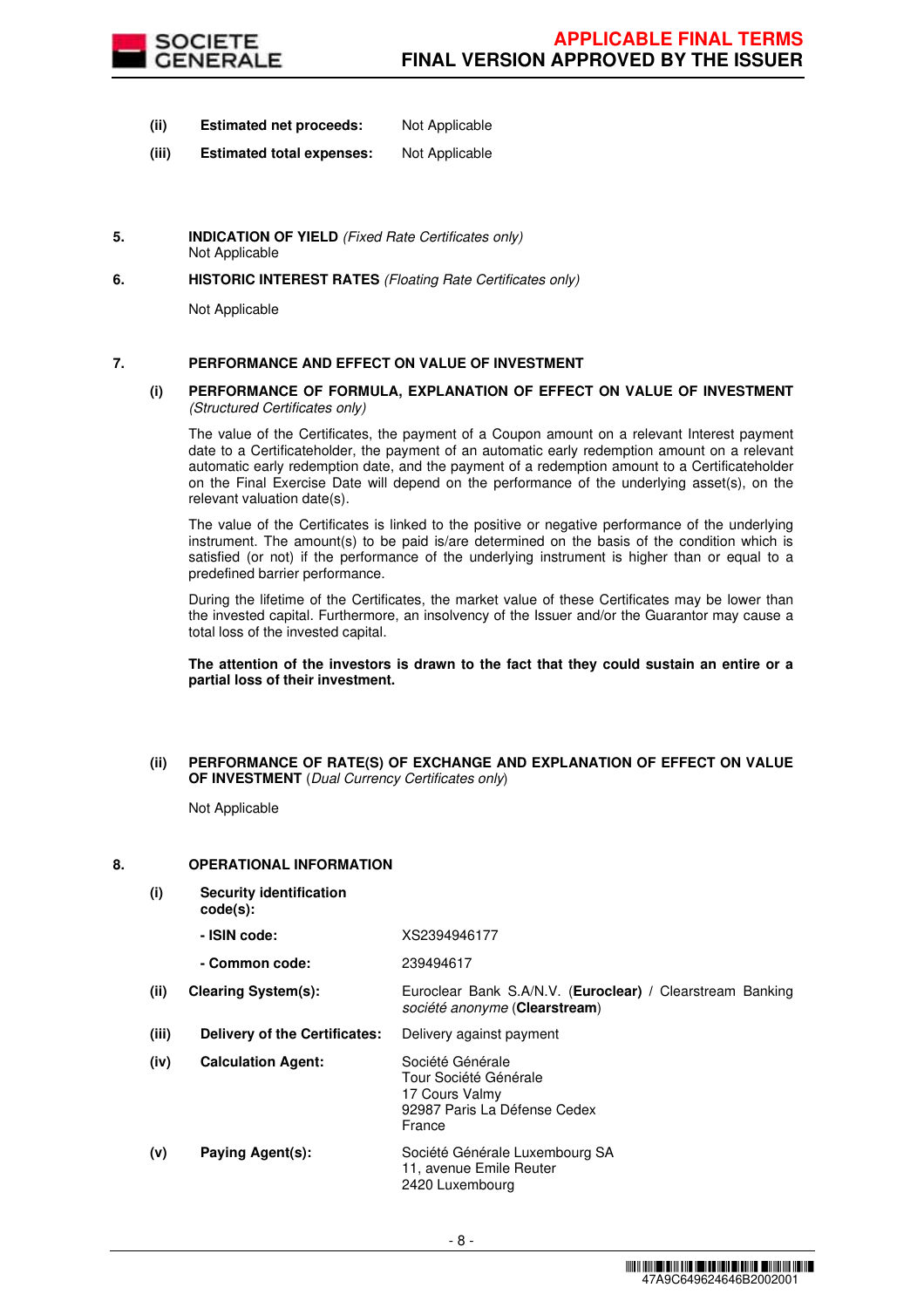| | | |
|---|---|---|
| **(ii)** | **Estimated net proceeds:** | Not Applicable |
| **(iii)** | **Estimated total expenses:** | Not Applicable |

**5. INDICATION OF YIELD** *(Fixed Rate Certificates only)*

Not Applicable

**6. HISTORIC INTEREST RATES** *(Floating Rate Certificates only)*

Not Applicable

**7. PERFORMANCE AND EFFECT ON VALUE OF INVESTMENT**

**(i) PERFORMANCE OF FORMULA, EXPLANATION OF EFFECT ON VALUE OF INVESTMENT** *(Structured Certificates only)*

The value of the Certificates, the payment of a Coupon amount on a relevant Interest payment date to a Certificateholder, the payment of an automatic early redemption amount on a relevant automatic early redemption date, and the payment of a redemption amount to a Certificateholder on the Final Exercise Date will depend on the performance of the underlying asset(s), on the relevant valuation date(s).

The value of the Certificates is linked to the positive or negative performance of the underlying instrument. The amount(s) to be paid is/are determined on the basis of the condition which is satisfied (or not) if the performance of the underlying instrument is higher than or equal to a predefined barrier performance.

During the lifetime of the Certificates, the market value of these Certificates may be lower than the invested capital. Furthermore, an insolvency of the Issuer and/or the Guarantor may cause a total loss of the invested capital.

**The attention of the investors is drawn to the fact that they could sustain an entire or a partial loss of their investment.**

**(ii) PERFORMANCE OF RATE(S) OF EXCHANGE AND EXPLANATION OF EFFECT ON VALUE OF INVESTMENT** (*Dual Currency Certificates only*)

Not Applicable

**8. OPERATIONAL INFORMATION**

| | | |
|---|---|---|
| **(i)** | **Security identification code(s):** | |
| | **- ISIN code:** | XS2394946177 |
| | **- Common code:** | 239494617 |
| **(ii)** | **Clearing System(s):** | Euroclear Bank S.A/N.V. (**Euroclear**) / Clearstream Banking *société anonyme* (**Clearstream**) |
| **(iii)** | **Delivery of the Certificates:** | Delivery against payment |
| **(iv)** | **Calculation Agent:** | Société Générale<br>Tour Société Générale<br>17 Cours Valmy<br>92987 Paris La Défense Cedex<br>France |
| **(v)** | **Paying Agent(s):** | Société Générale Luxembourg SA<br>11, avenue Emile Reuter<br>2420 Luxembourg |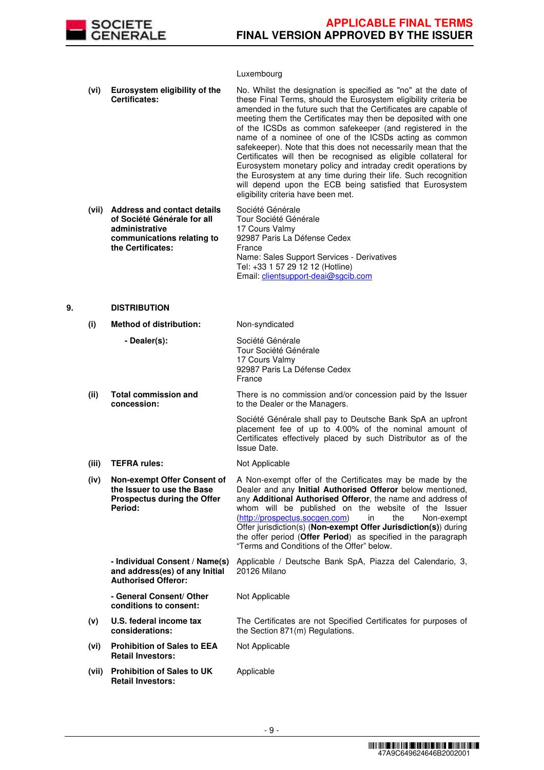Luxembourg

| | | |
|---|---|---|
| **(vi)** | **Eurosystem eligibility of the Certificates:** | No. Whilst the designation is specified as "no" at the date of these Final Terms, should the Eurosystem eligibility criteria be amended in the future such that the Certificates are capable of meeting them the Certificates may then be deposited with one of the ICSDs as common safekeeper (and registered in the name of a nominee of one of the ICSDs acting as common safekeeper). Note that this does not necessarily mean that the Certificates will then be recognised as eligible collateral for Eurosystem monetary policy and intraday credit operations by the Eurosystem at any time during their life. Such recognition will depend upon the ECB being satisfied that Eurosystem eligibility criteria have been met. |
| **(vii)** | **Address and contact details of Société Générale for all administrative communications relating to the Certificates:** | Société Générale<br>Tour Société Générale<br>17 Cours Valmy<br>92987 Paris La Défense Cedex<br>France<br>Name: Sales Support Services - Derivatives<br>Tel: +33 1 57 29 12 12 (Hotline)<br>Email: clientsupport-deai@sgcib.com |

**9. DISTRIBUTION**

| | | |
|---|---|---|
| **(i)** | **Method of distribution:** | Non-syndicated |
| | **- Dealer(s):** | Société Générale<br>Tour Société Générale<br>17 Cours Valmy<br>92987 Paris La Défense Cedex<br>France |
| **(ii)** | **Total commission and concession:** | There is no commission and/or concession paid by the Issuer to the Dealer or the Managers.<br><br>Société Générale shall pay to Deutsche Bank SpA an upfront placement fee of up to 4.00% of the nominal amount of Certificates effectively placed by such Distributor as of the Issue Date. |
| **(iii)** | **TEFRA rules:** | Not Applicable |
| **(iv)** | **Non-exempt Offer Consent of the Issuer to use the Base Prospectus during the Offer Period:** | A Non-exempt offer of the Certificates may be made by the Dealer and any **Initial Authorised Offeror** below mentioned, any **Additional Authorised Offeror**, the name and address of whom will be published on the website of the Issuer (http://prospectus.socgen.com) in the Non-exempt Offer jurisdiction(s) (**Non-exempt Offer Jurisdiction(s)**) during the offer period (**Offer Period**) as specified in the paragraph "Terms and Conditions of the Offer" below. |
| | **- Individual Consent / Name(s) and address(es) of any Initial Authorised Offeror:** | Applicable / Deutsche Bank SpA, Piazza del Calendario, 3, 20126 Milano |
| | **- General Consent/ Other conditions to consent:** | Not Applicable |
| **(v)** | **U.S. federal income tax considerations:** | The Certificates are not Specified Certificates for purposes of the Section 871(m) Regulations. |
| **(vi)** | **Prohibition of Sales to EEA Retail Investors:** | Not Applicable |
| **(vii)** | **Prohibition of Sales to UK Retail Investors:** | Applicable |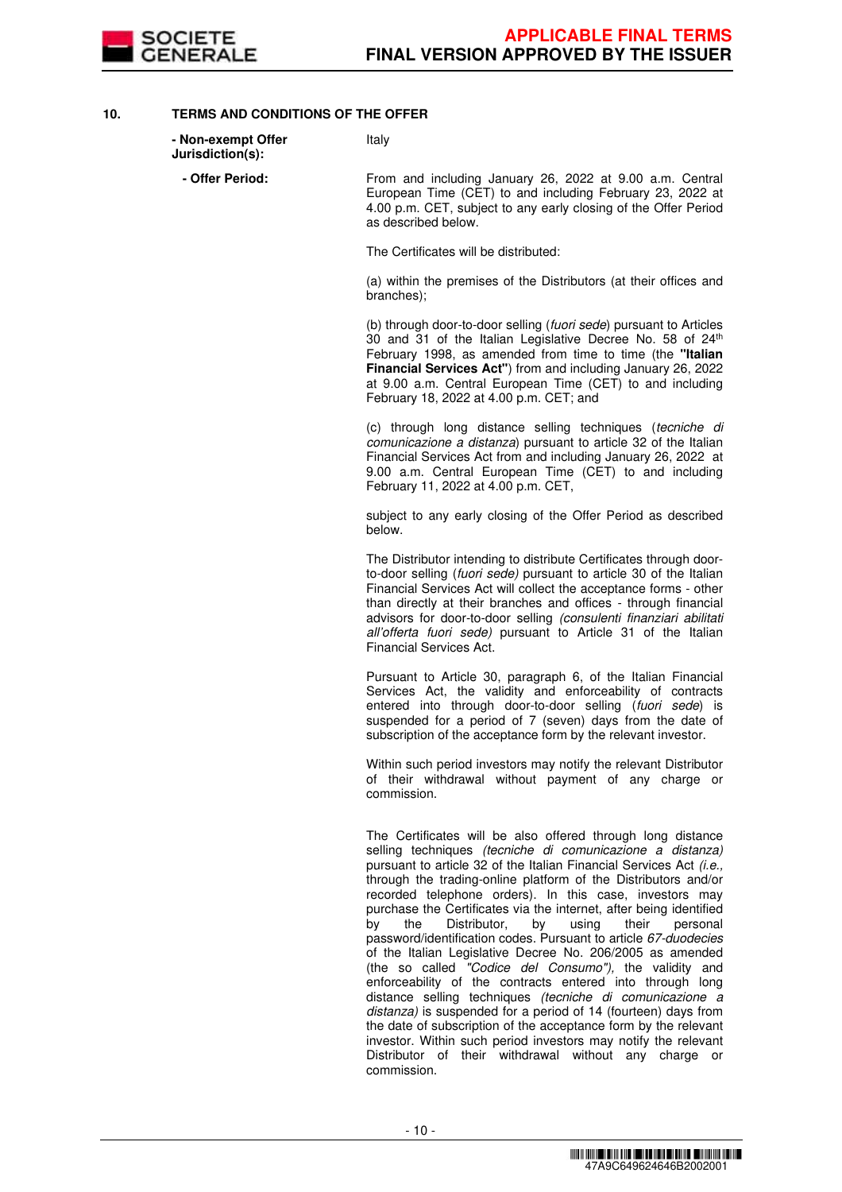## 10. TERMS AND CONDITIONS OF THE OFFER

| | |
|---|---|
| **- Non-exempt Offer Jurisdiction(s):** | Italy |
| **- Offer Period:** | From and including January 26, 2022 at 9.00 a.m. Central European Time (CET) to and including February 23, 2022 at 4.00 p.m. CET, subject to any early closing of the Offer Period as described below. |

The Certificates will be distributed:

(a) within the premises of the Distributors (at their offices and branches);

(b) through door-to-door selling (*fuori sede*) pursuant to Articles 30 and 31 of the Italian Legislative Decree No. 58 of 24th February 1998, as amended from time to time (the **"Italian Financial Services Act"**) from and including January 26, 2022 at 9.00 a.m. Central European Time (CET) to and including February 18, 2022 at 4.00 p.m. CET; and

(c) through long distance selling techniques (*tecniche di comunicazione a distanza*) pursuant to article 32 of the Italian Financial Services Act from and including January 26, 2022 at 9.00 a.m. Central European Time (CET) to and including February 11, 2022 at 4.00 p.m. CET,

subject to any early closing of the Offer Period as described below.

The Distributor intending to distribute Certificates through door-to-door selling (*fuori sede)* pursuant to article 30 of the Italian Financial Services Act will collect the acceptance forms - other than directly at their branches and offices - through financial advisors for door-to-door selling *(consulenti finanziari abilitati all'offerta fuori sede)* pursuant to Article 31 of the Italian Financial Services Act.

Pursuant to Article 30, paragraph 6, of the Italian Financial Services Act, the validity and enforceability of contracts entered into through door-to-door selling (*fuori sede*) is suspended for a period of 7 (seven) days from the date of subscription of the acceptance form by the relevant investor.

Within such period investors may notify the relevant Distributor of their withdrawal without payment of any charge or commission.

The Certificates will be also offered through long distance selling techniques *(tecniche di comunicazione a distanza)* pursuant to article 32 of the Italian Financial Services Act *(i.e.,* through the trading-online platform of the Distributors and/or recorded telephone orders). In this case, investors may purchase the Certificates via the internet, after being identified by the Distributor, by using their personal password/identification codes. Pursuant to article *67-duodecies* of the Italian Legislative Decree No. 206/2005 as amended (the so called *"Codice del Consumo"),* the validity and enforceability of the contracts entered into through long distance selling techniques *(tecniche di comunicazione a distanza)* is suspended for a period of 14 (fourteen) days from the date of subscription of the acceptance form by the relevant investor. Within such period investors may notify the relevant Distributor of their withdrawal without any charge or commission.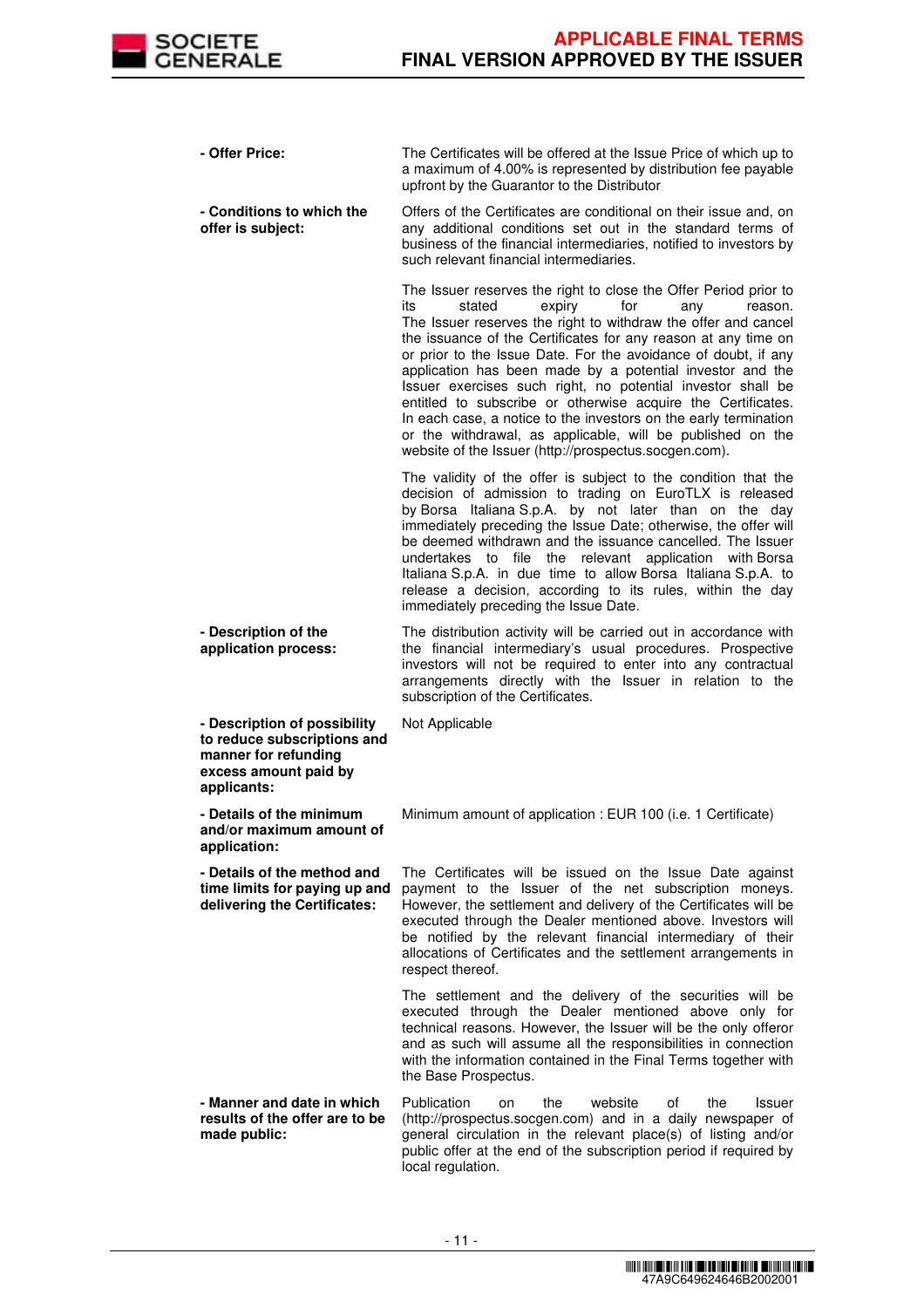| | |
|---|---|
| **- Offer Price:** | The Certificates will be offered at the Issue Price of which up to a maximum of 4.00% is represented by distribution fee payable upfront by the Guarantor to the Distributor |
| **- Conditions to which the offer is subject:** | Offers of the Certificates are conditional on their issue and, on any additional conditions set out in the standard terms of business of the financial intermediaries, notified to investors by such relevant financial intermediaries.<br><br>The Issuer reserves the right to close the Offer Period prior to its stated expiry for any reason. The Issuer reserves the right to withdraw the offer and cancel the issuance of the Certificates for any reason at any time on or prior to the Issue Date. For the avoidance of doubt, if any application has been made by a potential investor and the Issuer exercises such right, no potential investor shall be entitled to subscribe or otherwise acquire the Certificates. In each case, a notice to the investors on the early termination or the withdrawal, as applicable, will be published on the website of the Issuer (http://prospectus.socgen.com).<br><br>The validity of the offer is subject to the condition that the decision of admission to trading on EuroTLX is released by Borsa Italiana S.p.A. by not later than on the day immediately preceding the Issue Date; otherwise, the offer will be deemed withdrawn and the issuance cancelled. The Issuer undertakes to file the relevant application with Borsa Italiana S.p.A. in due time to allow Borsa Italiana S.p.A. to release a decision, according to its rules, within the day immediately preceding the Issue Date. |
| **- Description of the application process:** | The distribution activity will be carried out in accordance with the financial intermediary's usual procedures. Prospective investors will not be required to enter into any contractual arrangements directly with the Issuer in relation to the subscription of the Certificates. |
| **- Description of possibility to reduce subscriptions and manner for refunding excess amount paid by applicants:** | Not Applicable |
| **- Details of the minimum and/or maximum amount of application:** | Minimum amount of application : EUR 100 (i.e. 1 Certificate) |
| **- Details of the method and time limits for paying up and delivering the Certificates:** | The Certificates will be issued on the Issue Date against payment to the Issuer of the net subscription moneys. However, the settlement and delivery of the Certificates will be executed through the Dealer mentioned above. Investors will be notified by the relevant financial intermediary of their allocations of Certificates and the settlement arrangements in respect thereof.<br><br>The settlement and the delivery of the securities will be executed through the Dealer mentioned above only for technical reasons. However, the Issuer will be the only offeror and as such will assume all the responsibilities in connection with the information contained in the Final Terms together with the Base Prospectus. |
| **- Manner and date in which results of the offer are to be made public:** | Publication on the website of the Issuer (http://prospectus.socgen.com) and in a daily newspaper of general circulation in the relevant place(s) of listing and/or public offer at the end of the subscription period if required by local regulation. |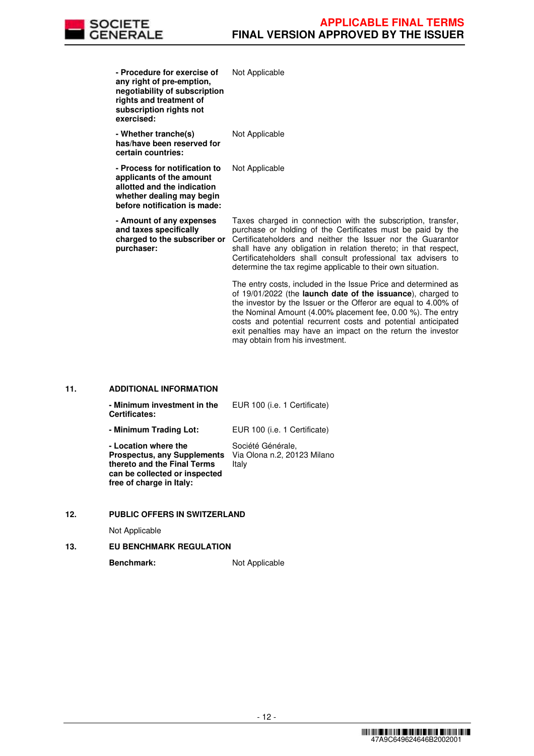| | |
|---|---|
| **- Procedure for exercise of any right of pre-emption, negotiability of subscription rights and treatment of subscription rights not exercised:** | Not Applicable |
| **- Whether tranche(s) has/have been reserved for certain countries:** | Not Applicable |
| **- Process for notification to applicants of the amount allotted and the indication whether dealing may begin before notification is made:** | Not Applicable |
| **- Amount of any expenses and taxes specifically charged to the subscriber or purchaser:** | Taxes charged in connection with the subscription, transfer, purchase or holding of the Certificates must be paid by the Certificateholders and neither the Issuer nor the Guarantor shall have any obligation in relation thereto; in that respect, Certificateholders shall consult professional tax advisers to determine the tax regime applicable to their own situation.<br><br>The entry costs, included in the Issue Price and determined as of 19/01/2022 (the **launch date of the issuance**), charged to the investor by the Issuer or the Offeror are equal to 4.00% of the Nominal Amount (4.00% placement fee, 0.00 %). The entry costs and potential recurrent costs and potential anticipated exit penalties may have an impact on the return the investor may obtain from his investment. |

## 11. ADDITIONAL INFORMATION

| | |
|---|---|
| **- Minimum investment in the Certificates:** | EUR 100 (i.e. 1 Certificate) |
| **- Minimum Trading Lot:** | EUR 100 (i.e. 1 Certificate) |
| **- Location where the Prospectus, any Supplements thereto and the Final Terms can be collected or inspected free of charge in Italy:** | Société Générale,<br>Via Olona n.2, 20123 Milano<br>Italy |

## 12. PUBLIC OFFERS IN SWITZERLAND

Not Applicable

## 13. EU BENCHMARK REGULATION

| | |
|---|---|
| **Benchmark:** | Not Applicable |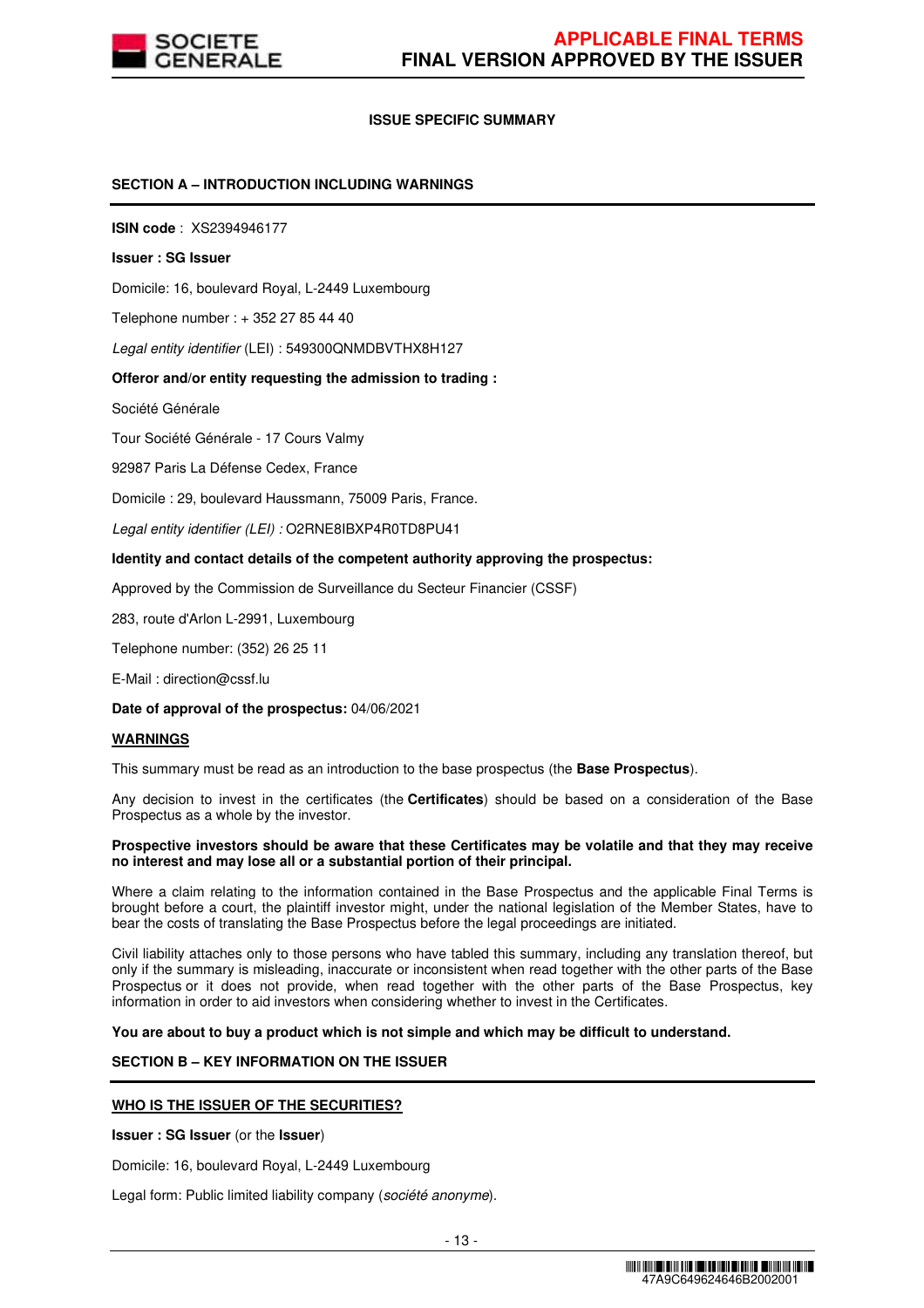**ISSUE SPECIFIC SUMMARY**

**SECTION A – INTRODUCTION INCLUDING WARNINGS**

**ISIN code** : XS2394946177

**Issuer : SG Issuer**

Domicile: 16, boulevard Royal, L-2449 Luxembourg

Telephone number : + 352 27 85 44 40

*Legal entity identifier* (LEI) : 549300QNMDBVTHX8H127

**Offeror and/or entity requesting the admission to trading :**

Société Générale

Tour Société Générale - 17 Cours Valmy

92987 Paris La Défense Cedex, France

Domicile : 29, boulevard Haussmann, 75009 Paris, France.

*Legal entity identifier (LEI) :* O2RNE8IBXP4R0TD8PU41

**Identity and contact details of the competent authority approving the prospectus:**

Approved by the Commission de Surveillance du Secteur Financier (CSSF)

283, route d'Arlon L-2991, Luxembourg

Telephone number: (352) 26 25 11

E-Mail : direction@cssf.lu

**Date of approval of the prospectus:** 04/06/2021

**WARNINGS**

This summary must be read as an introduction to the base prospectus (the **Base Prospectus**).

Any decision to invest in the certificates (the **Certificates**) should be based on a consideration of the Base Prospectus as a whole by the investor.

**Prospective investors should be aware that these Certificates may be volatile and that they may receive no interest and may lose all or a substantial portion of their principal.**

Where a claim relating to the information contained in the Base Prospectus and the applicable Final Terms is brought before a court, the plaintiff investor might, under the national legislation of the Member States, have to bear the costs of translating the Base Prospectus before the legal proceedings are initiated.

Civil liability attaches only to those persons who have tabled this summary, including any translation thereof, but only if the summary is misleading, inaccurate or inconsistent when read together with the other parts of the Base Prospectus or it does not provide, when read together with the other parts of the Base Prospectus, key information in order to aid investors when considering whether to invest in the Certificates.

**You are about to buy a product which is not simple and which may be difficult to understand.**

**SECTION B – KEY INFORMATION ON THE ISSUER**

**WHO IS THE ISSUER OF THE SECURITIES?**

**Issuer : SG Issuer** (or the **Issuer**)

Domicile: 16, boulevard Royal, L-2449 Luxembourg

Legal form: Public limited liability company (*société anonyme*).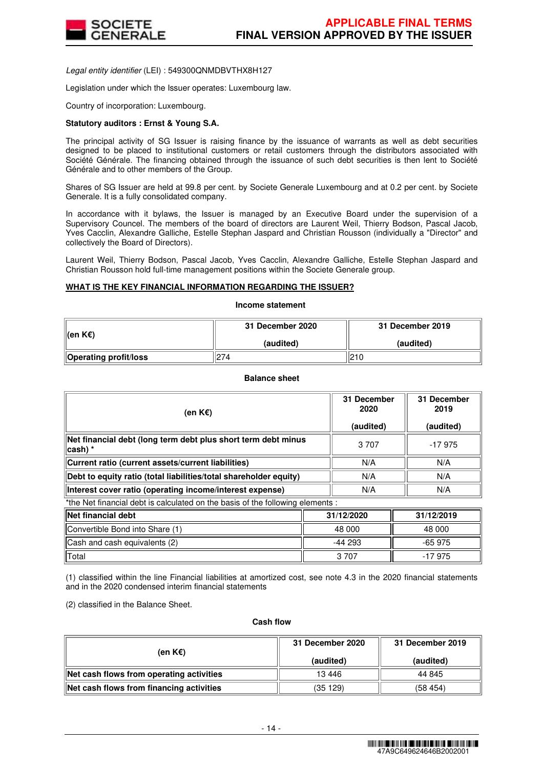*Legal entity identifier* (LEI) : 549300QNMDBVTHX8H127

Legislation under which the Issuer operates: Luxembourg law.

Country of incorporation: Luxembourg.

**Statutory auditors : Ernst & Young S.A.**

The principal activity of SG Issuer is raising finance by the issuance of warrants as well as debt securities designed to be placed to institutional customers or retail customers through the distributors associated with Société Générale. The financing obtained through the issuance of such debt securities is then lent to Société Générale and to other members of the Group.

Shares of SG Issuer are held at 99.8 per cent. by Societe Generale Luxembourg and at 0.2 per cent. by Societe Generale. It is a fully consolidated company.

In accordance with it bylaws, the Issuer is managed by an Executive Board under the supervision of a Supervisory Council. The members of the board of directors are Laurent Weil, Thierry Bodson, Pascal Jacob, Yves Cacclin, Alexandre Galliche, Estelle Stephan Jaspard and Christian Rousson (individually a "Director" and collectively the Board of Directors).

Laurent Weil, Thierry Bodson, Pascal Jacob, Yves Cacclin, Alexandre Galliche, Estelle Stephan Jaspard and Christian Rousson hold full-time management positions within the Societe Generale group.

**WHAT IS THE KEY FINANCIAL INFORMATION REGARDING THE ISSUER?**

**Income statement**

| (en K€) | 31 December 2020 (audited) | 31 December 2019 (audited) |
|---|---|---|
| **Operating profit/loss** | 274 | 210 |

**Balance sheet**

| (en K€) | 31 December 2020 (audited) | 31 December 2019 (audited) |
|---|---|---|
| **Net financial debt (long term debt plus short term debt minus cash) *** | 3 707 | -17 975 |
| **Current ratio (current assets/current liabilities)** | N/A | N/A |
| **Debt to equity ratio (total liabilities/total shareholder equity)** | N/A | N/A |
| **Interest cover ratio (operating income/interest expense)** | N/A | N/A |

*the Net financial debt is calculated on the basis of the following elements :

| Net financial debt | 31/12/2020 | 31/12/2019 |
|---|---|---|
| Convertible Bond into Share (1) | 48 000 | 48 000 |
| Cash and cash equivalents (2) | -44 293 | -65 975 |
| Total | 3 707 | -17 975 |

(1) classified within the line Financial liabilities at amortized cost, see note 4.3 in the 2020 financial statements and in the 2020 condensed interim financial statements

(2) classified in the Balance Sheet.

**Cash flow**

| (en K€) | 31 December 2020 (audited) | 31 December 2019 (audited) |
|---|---|---|
| **Net cash flows from operating activities** | 13 446 | 44 845 |
| **Net cash flows from financing activities** | (35 129) | (58 454) |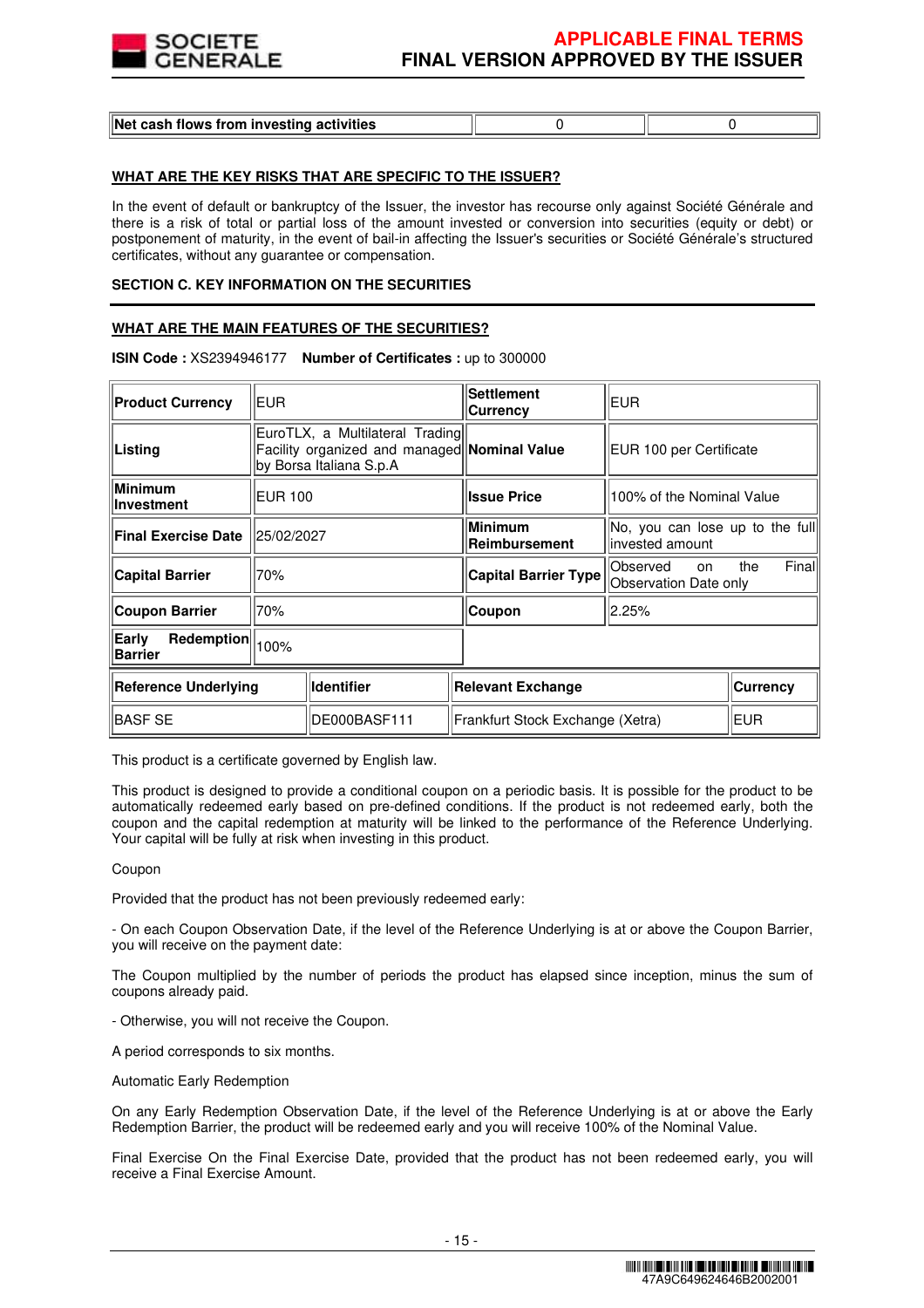| Net cash flows from investing activities | 0 | 0 |
|---|---|---|

**WHAT ARE THE KEY RISKS THAT ARE SPECIFIC TO THE ISSUER?**

In the event of default or bankruptcy of the Issuer, the investor has recourse only against Société Générale and there is a risk of total or partial loss of the amount invested or conversion into securities (equity or debt) or postponement of maturity, in the event of bail-in affecting the Issuer's securities or Société Générale's structured certificates, without any guarantee or compensation.

**SECTION C. KEY INFORMATION ON THE SECURITIES**

**WHAT ARE THE MAIN FEATURES OF THE SECURITIES?**

**ISIN Code :** XS2394946177 **Number of Certificates :** up to 300000

| | | | |
|---|---|---|---|
| **Product Currency** | EUR | **Settlement Currency** | EUR |
| **Listing** | EuroTLX, a Multilateral Trading Facility organized and managed by Borsa Italiana S.p.A | **Nominal Value** | EUR 100 per Certificate |
| **Minimum Investment** | EUR 100 | **Issue Price** | 100% of the Nominal Value |
| **Final Exercise Date** | 25/02/2027 | **Minimum Reimbursement** | No, you can lose up to the full invested amount |
| **Capital Barrier** | 70% | **Capital Barrier Type** | Observed on the Final Observation Date only |
| **Coupon Barrier** | 70% | **Coupon** | 2.25% |
| **Early Redemption Barrier** | 100% | | |

| Reference Underlying | Identifier | Relevant Exchange | Currency |
|---|---|---|---|
| BASF SE | DE000BASF111 | Frankfurt Stock Exchange (Xetra) | EUR |

This product is a certificate governed by English law.

This product is designed to provide a conditional coupon on a periodic basis. It is possible for the product to be automatically redeemed early based on pre-defined conditions. If the product is not redeemed early, both the coupon and the capital redemption at maturity will be linked to the performance of the Reference Underlying. Your capital will be fully at risk when investing in this product.

Coupon

Provided that the product has not been previously redeemed early:

- On each Coupon Observation Date, if the level of the Reference Underlying is at or above the Coupon Barrier, you will receive on the payment date:

The Coupon multiplied by the number of periods the product has elapsed since inception, minus the sum of coupons already paid.

- Otherwise, you will not receive the Coupon.

A period corresponds to six months.

Automatic Early Redemption

On any Early Redemption Observation Date, if the level of the Reference Underlying is at or above the Early Redemption Barrier, the product will be redeemed early and you will receive 100% of the Nominal Value.

Final Exercise On the Final Exercise Date, provided that the product has not been redeemed early, you will receive a Final Exercise Amount.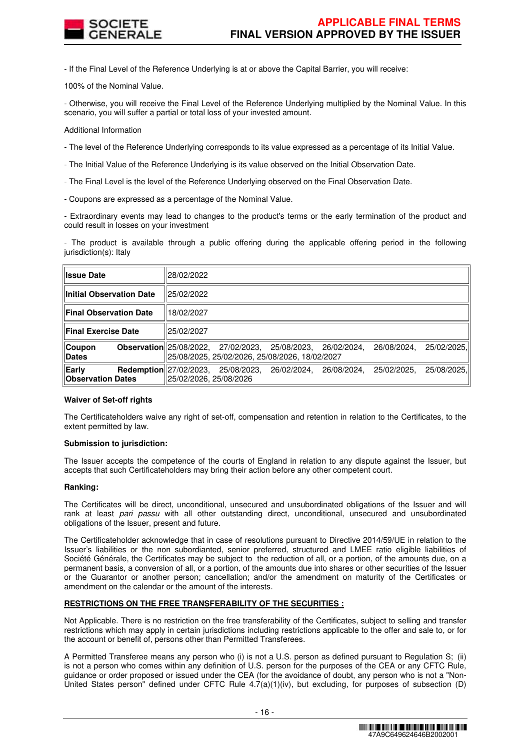- If the Final Level of the Reference Underlying is at or above the Capital Barrier, you will receive:

100% of the Nominal Value.

- Otherwise, you will receive the Final Level of the Reference Underlying multiplied by the Nominal Value. In this scenario, you will suffer a partial or total loss of your invested amount.

Additional Information

- The level of the Reference Underlying corresponds to its value expressed as a percentage of its Initial Value.

- The Initial Value of the Reference Underlying is its value observed on the Initial Observation Date.

- The Final Level is the level of the Reference Underlying observed on the Final Observation Date.

- Coupons are expressed as a percentage of the Nominal Value.

- Extraordinary events may lead to changes to the product's terms or the early termination of the product and could result in losses on your investment

- The product is available through a public offering during the applicable offering period in the following jurisdiction(s): Italy

| | |
|---|---|
| **Issue Date** | 28/02/2022 |
| **Initial Observation Date** | 25/02/2022 |
| **Final Observation Date** | 18/02/2027 |
| **Final Exercise Date** | 25/02/2027 |
| **Coupon Observation Dates** | 25/08/2022, 27/02/2023, 25/08/2023, 26/02/2024, 26/08/2024, 25/02/2025, 25/08/2025, 25/02/2026, 25/08/2026, 18/02/2027 |
| **Early Redemption Observation Dates** | 27/02/2023, 25/08/2023, 26/02/2024, 26/08/2024, 25/02/2025, 25/08/2025, 25/02/2026, 25/08/2026 |

**Waiver of Set-off rights**

The Certificateholders waive any right of set-off, compensation and retention in relation to the Certificates, to the extent permitted by law.

**Submission to jurisdiction:**

The Issuer accepts the competence of the courts of England in relation to any dispute against the Issuer, but accepts that such Certificateholders may bring their action before any other competent court.

**Ranking:**

The Certificates will be direct, unconditional, unsecured and unsubordinated obligations of the Issuer and will rank at least *pari passu* with all other outstanding direct, unconditional, unsecured and unsubordinated obligations of the Issuer, present and future.

The Certificateholder acknowledge that in case of resolutions pursuant to Directive 2014/59/UE in relation to the Issuer's liabilities or the non subordianted, senior preferred, structured and LMEE ratio eligible liabilities of Société Générale, the Certificates may be subject to the reduction of all, or a portion, of the amounts due, on a permanent basis, a conversion of all, or a portion, of the amounts due into shares or other securities of the Issuer or the Guarantor or another person; cancellation; and/or the amendment on maturity of the Certificates or amendment on the calendar or the amount of the interests.

**RESTRICTIONS ON THE FREE TRANSFERABILITY OF THE SECURITIES :**

Not Applicable. There is no restriction on the free transferability of the Certificates, subject to selling and transfer restrictions which may apply in certain jurisdictions including restrictions applicable to the offer and sale to, or for the account or benefit of, persons other than Permitted Transferees.

A Permitted Transferee means any person who (i) is not a U.S. person as defined pursuant to Regulation S; (ii) is not a person who comes within any definition of U.S. person for the purposes of the CEA or any CFTC Rule, guidance or order proposed or issued under the CEA (for the avoidance of doubt, any person who is not a "Non-United States person" defined under CFTC Rule 4.7(a)(1)(iv), but excluding, for purposes of subsection (D)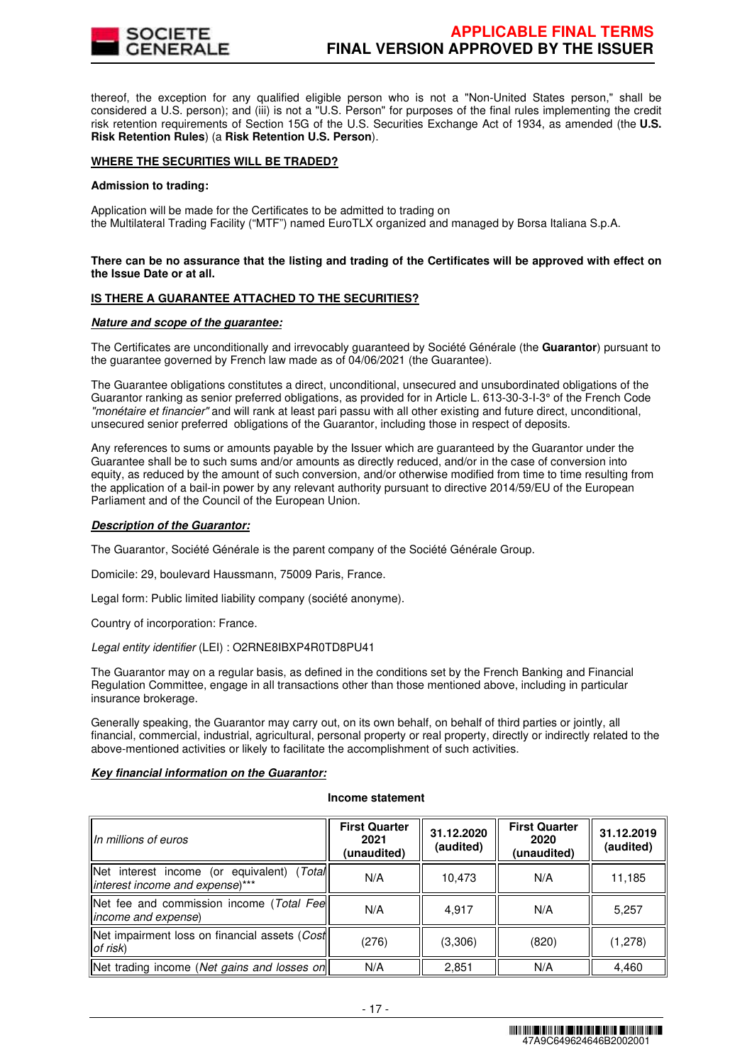thereof, the exception for any qualified eligible person who is not a "Non-United States person," shall be considered a U.S. person); and (iii) is not a "U.S. Person" for purposes of the final rules implementing the credit risk retention requirements of Section 15G of the U.S. Securities Exchange Act of 1934, as amended (the **U.S. Risk Retention Rules**) (a **Risk Retention U.S. Person**).

**WHERE THE SECURITIES WILL BE TRADED?**

**Admission to trading:**

Application will be made for the Certificates to be admitted to trading on
the Multilateral Trading Facility ("MTF") named EuroTLX organized and managed by Borsa Italiana S.p.A.

**There can be no assurance that the listing and trading of the Certificates will be approved with effect on the Issue Date or at all.**

**IS THERE A GUARANTEE ATTACHED TO THE SECURITIES?**

***Nature and scope of the guarantee:***

The Certificates are unconditionally and irrevocably guaranteed by Société Générale (the **Guarantor**) pursuant to the guarantee governed by French law made as of 04/06/2021 (the Guarantee).

The Guarantee obligations constitutes a direct, unconditional, unsecured and unsubordinated obligations of the Guarantor ranking as senior preferred obligations, as provided for in Article L. 613-30-3-I-3° of the French Code *"monétaire et financier"* and will rank at least pari passu with all other existing and future direct, unconditional, unsecured senior preferred obligations of the Guarantor, including those in respect of deposits.

Any references to sums or amounts payable by the Issuer which are guaranteed by the Guarantor under the Guarantee shall be to such sums and/or amounts as directly reduced, and/or in the case of conversion into equity, as reduced by the amount of such conversion, and/or otherwise modified from time to time resulting from the application of a bail-in power by any relevant authority pursuant to directive 2014/59/EU of the European Parliament and of the Council of the European Union.

***Description of the Guarantor:***

The Guarantor, Société Générale is the parent company of the Société Générale Group.

Domicile: 29, boulevard Haussmann, 75009 Paris, France.

Legal form: Public limited liability company (société anonyme).

Country of incorporation: France.

*Legal entity identifier* (LEI) : O2RNE8IBXP4R0TD8PU41

The Guarantor may on a regular basis, as defined in the conditions set by the French Banking and Financial Regulation Committee, engage in all transactions other than those mentioned above, including in particular insurance brokerage.

Generally speaking, the Guarantor may carry out, on its own behalf, on behalf of third parties or jointly, all financial, commercial, industrial, agricultural, personal property or real property, directly or indirectly related to the above-mentioned activities or likely to facilitate the accomplishment of such activities.

***Key financial information on the Guarantor:***

**Income statement**

| *In millions of euros* | **First Quarter 2021 (unaudited)** | **31.12.2020 (audited)** | **First Quarter 2020 (unaudited)** | **31.12.2019 (audited)** |
|---|---|---|---|---|
| Net interest income (or equivalent) (*Total interest income and expense*)*** | N/A | 10,473 | N/A | 11,185 |
| Net fee and commission income (*Total Fee income and expense*) | N/A | 4,917 | N/A | 5,257 |
| Net impairment loss on financial assets (*Cost of risk*) | (276) | (3,306) | (820) | (1,278) |
| Net trading income (*Net gains and losses on* | N/A | 2,851 | N/A | 4,460 |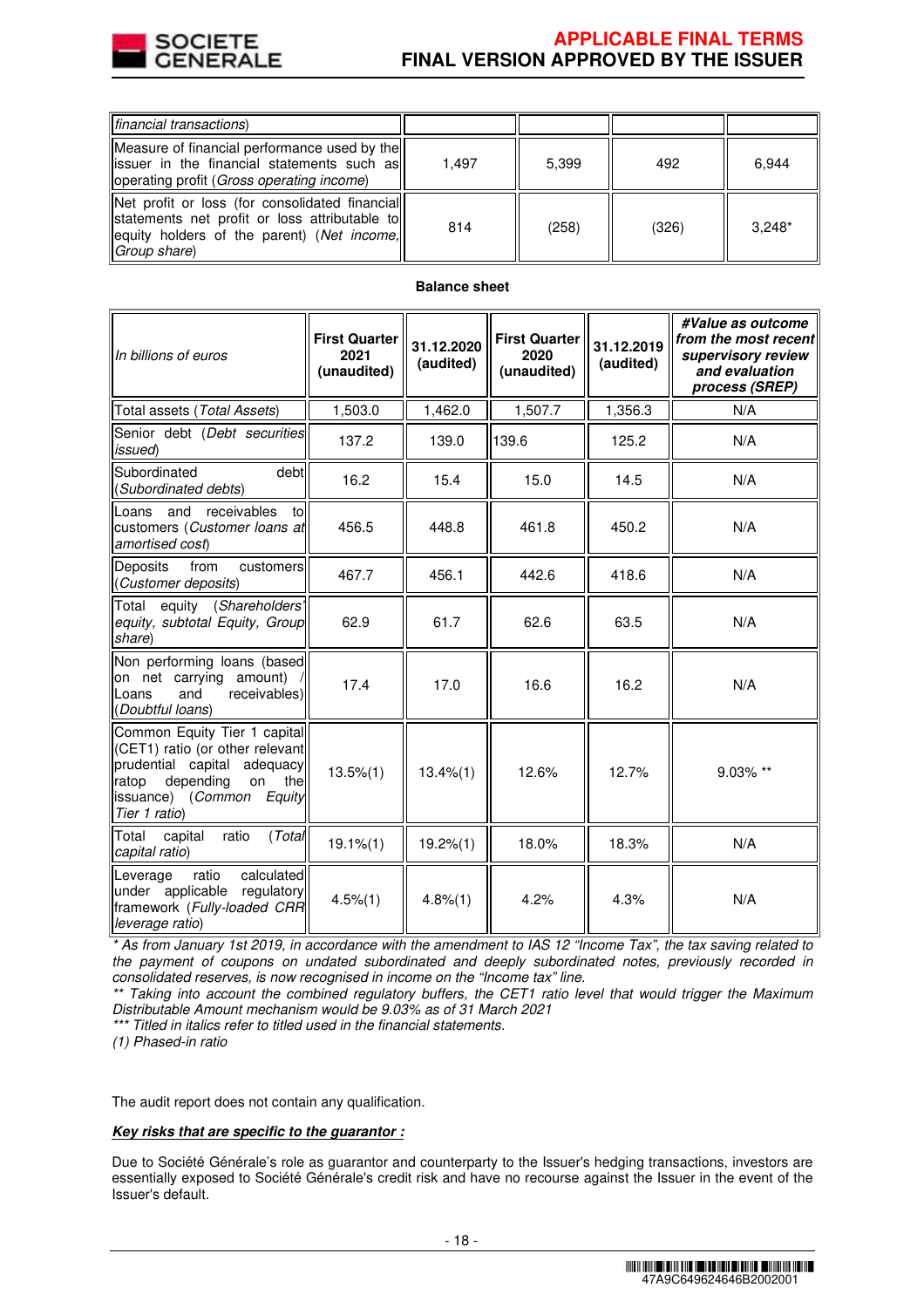| financial transactions) | | | | |
|---|---|---|---|---|
| Measure of financial performance used by the issuer in the financial statements such as operating profit (*Gross operating income*) | 1,497 | 5,399 | 492 | 6,944 |
| Net profit or loss (for consolidated financial statements net profit or loss attributable to equity holders of the parent) (*Net income, Group share*) | 814 | (258) | (326) | 3,248* |

**Balance sheet**

| *In billions of euros* | **First Quarter 2021 (unaudited)** | **31.12.2020 (audited)** | **First Quarter 2020 (unaudited)** | **31.12.2019 (audited)** | ***#Value as outcome from the most recent supervisory review and evaluation process (SREP)*** |
|---|---|---|---|---|---|
| Total assets (*Total Assets*) | 1,503.0 | 1,462.0 | 1,507.7 | 1,356.3 | N/A |
| Senior debt (*Debt securities issued*) | 137.2 | 139.0 | 139.6 | 125.2 | N/A |
| Subordinated debt (*Subordinated debts*) | 16.2 | 15.4 | 15.0 | 14.5 | N/A |
| Loans and receivables to customers (*Customer loans at amortised cost*) | 456.5 | 448.8 | 461.8 | 450.2 | N/A |
| Deposits from customers (*Customer deposits*) | 467.7 | 456.1 | 442.6 | 418.6 | N/A |
| Total equity (*Shareholders' equity, subtotal Equity, Group share*) | 62.9 | 61.7 | 62.6 | 63.5 | N/A |
| Non performing loans (based on net carrying amount) / Loans and receivables) (*Doubtful loans*) | 17.4 | 17.0 | 16.6 | 16.2 | N/A |
| Common Equity Tier 1 capital (CET1) ratio (or other relevant prudential capital adequacy ratop depending on the issuance) (*Common Equity Tier 1 ratio*) | 13.5%(1) | 13.4%(1) | 12.6% | 12.7% | 9.03% ** |
| Total capital ratio (*Total capital ratio*) | 19.1%(1) | 19.2%(1) | 18.0% | 18.3% | N/A |
| Leverage ratio calculated under applicable regulatory framework (*Fully-loaded CRR leverage ratio*) | 4.5%(1) | 4.8%(1) | 4.2% | 4.3% | N/A |

*\* As from January 1st 2019, in accordance with the amendment to IAS 12 "Income Tax", the tax saving related to the payment of coupons on undated subordinated and deeply subordinated notes, previously recorded in consolidated reserves, is now recognised in income on the "Income tax" line.*

*\*\* Taking into account the combined regulatory buffers, the CET1 ratio level that would trigger the Maximum Distributable Amount mechanism would be 9.03% as of 31 March 2021*

*\*\*\* Titled in italics refer to titled used in the financial statements.*

*(1) Phased-in ratio*

The audit report does not contain any qualification.

***Key risks that are specific to the guarantor :***

Due to Société Générale's role as guarantor and counterparty to the Issuer's hedging transactions, investors are essentially exposed to Société Générale's credit risk and have no recourse against the Issuer in the event of the Issuer's default.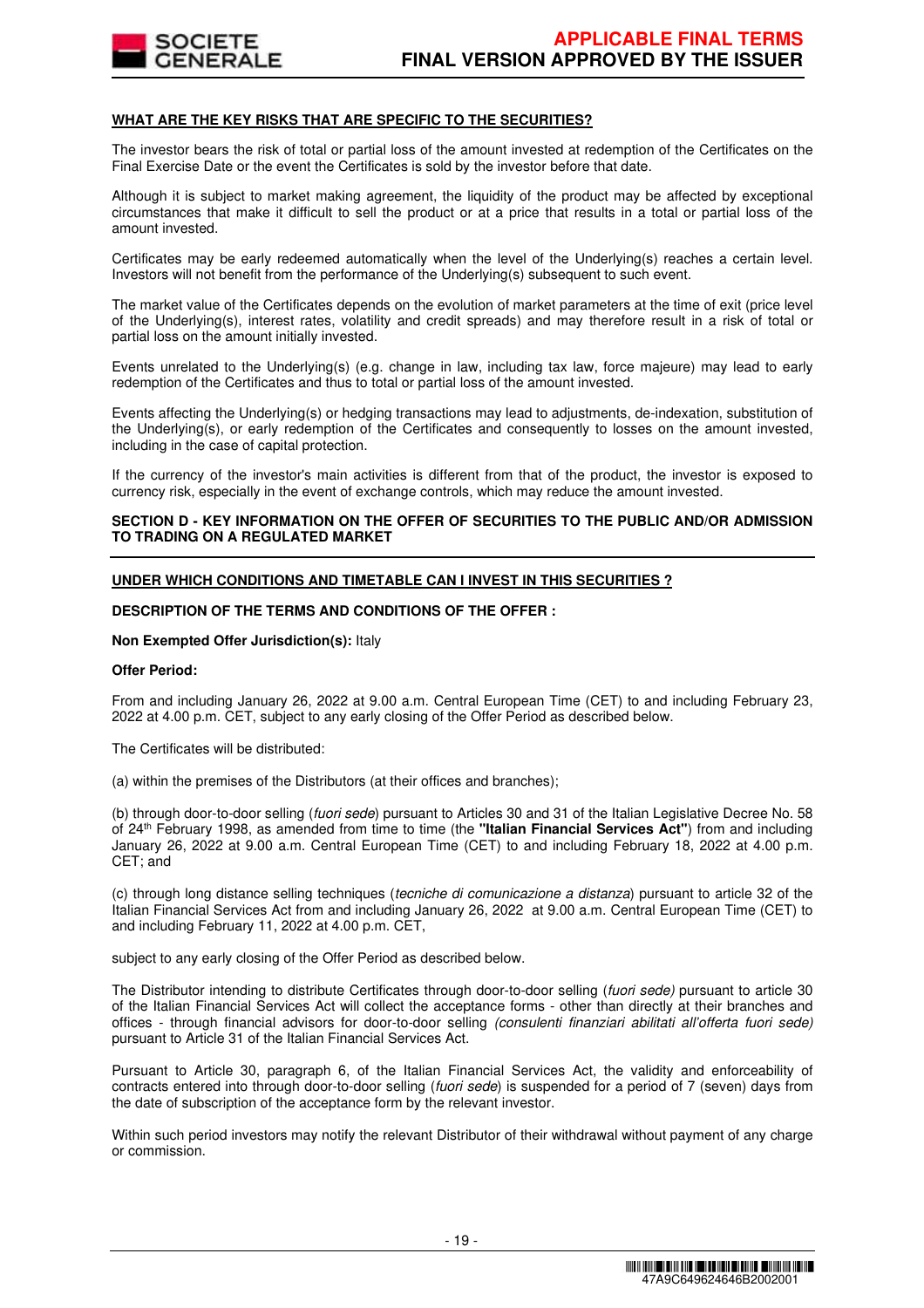**WHAT ARE THE KEY RISKS THAT ARE SPECIFIC TO THE SECURITIES?**

The investor bears the risk of total or partial loss of the amount invested at redemption of the Certificates on the Final Exercise Date or the event the Certificates is sold by the investor before that date.

Although it is subject to market making agreement, the liquidity of the product may be affected by exceptional circumstances that make it difficult to sell the product or at a price that results in a total or partial loss of the amount invested.

Certificates may be early redeemed automatically when the level of the Underlying(s) reaches a certain level. Investors will not benefit from the performance of the Underlying(s) subsequent to such event.

The market value of the Certificates depends on the evolution of market parameters at the time of exit (price level of the Underlying(s), interest rates, volatility and credit spreads) and may therefore result in a risk of total or partial loss on the amount initially invested.

Events unrelated to the Underlying(s) (e.g. change in law, including tax law, force majeure) may lead to early redemption of the Certificates and thus to total or partial loss of the amount invested.

Events affecting the Underlying(s) or hedging transactions may lead to adjustments, de-indexation, substitution of the Underlying(s), or early redemption of the Certificates and consequently to losses on the amount invested, including in the case of capital protection.

If the currency of the investor's main activities is different from that of the product, the investor is exposed to currency risk, especially in the event of exchange controls, which may reduce the amount invested.

**SECTION D - KEY INFORMATION ON THE OFFER OF SECURITIES TO THE PUBLIC AND/OR ADMISSION TO TRADING ON A REGULATED MARKET**

**UNDER WHICH CONDITIONS AND TIMETABLE CAN I INVEST IN THIS SECURITIES ?**

**DESCRIPTION OF THE TERMS AND CONDITIONS OF THE OFFER :**

**Non Exempted Offer Jurisdiction(s):** Italy

**Offer Period:**

From and including January 26, 2022 at 9.00 a.m. Central European Time (CET) to and including February 23, 2022 at 4.00 p.m. CET, subject to any early closing of the Offer Period as described below.

The Certificates will be distributed:

(a) within the premises of the Distributors (at their offices and branches);

(b) through door-to-door selling (*fuori sede*) pursuant to Articles 30 and 31 of the Italian Legislative Decree No. 58 of 24th February 1998, as amended from time to time (the **"Italian Financial Services Act"**) from and including January 26, 2022 at 9.00 a.m. Central European Time (CET) to and including February 18, 2022 at 4.00 p.m. CET; and

(c) through long distance selling techniques (*tecniche di comunicazione a distanza*) pursuant to article 32 of the Italian Financial Services Act from and including January 26, 2022 at 9.00 a.m. Central European Time (CET) to and including February 11, 2022 at 4.00 p.m. CET,

subject to any early closing of the Offer Period as described below.

The Distributor intending to distribute Certificates through door-to-door selling (*fuori sede)* pursuant to article 30 of the Italian Financial Services Act will collect the acceptance forms - other than directly at their branches and offices - through financial advisors for door-to-door selling *(consulenti finanziari abilitati all'offerta fuori sede)* pursuant to Article 31 of the Italian Financial Services Act.

Pursuant to Article 30, paragraph 6, of the Italian Financial Services Act, the validity and enforceability of contracts entered into through door-to-door selling (*fuori sede*) is suspended for a period of 7 (seven) days from the date of subscription of the acceptance form by the relevant investor.

Within such period investors may notify the relevant Distributor of their withdrawal without payment of any charge or commission.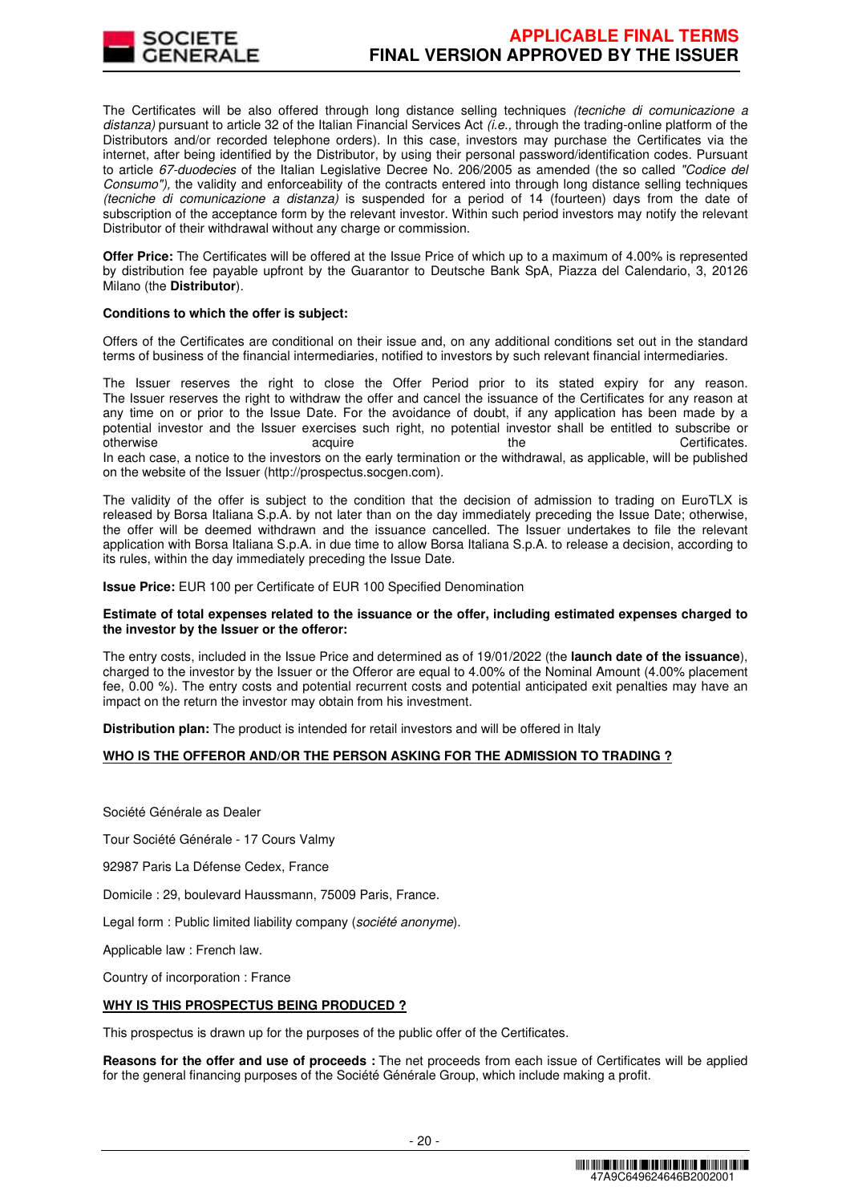The Certificates will be also offered through long distance selling techniques *(tecniche di comunicazione a distanza)* pursuant to article 32 of the Italian Financial Services Act *(i.e.,* through the trading-online platform of the Distributors and/or recorded telephone orders). In this case, investors may purchase the Certificates via the internet, after being identified by the Distributor, by using their personal password/identification codes. Pursuant to article *67-duodecies* of the Italian Legislative Decree No. 206/2005 as amended (the so called *"Codice del Consumo"),* the validity and enforceability of the contracts entered into through long distance selling techniques *(tecniche di comunicazione a distanza)* is suspended for a period of 14 (fourteen) days from the date of subscription of the acceptance form by the relevant investor. Within such period investors may notify the relevant Distributor of their withdrawal without any charge or commission.

**Offer Price:** The Certificates will be offered at the Issue Price of which up to a maximum of 4.00% is represented by distribution fee payable upfront by the Guarantor to Deutsche Bank SpA, Piazza del Calendario, 3, 20126 Milano (the **Distributor**).

**Conditions to which the offer is subject:**

Offers of the Certificates are conditional on their issue and, on any additional conditions set out in the standard terms of business of the financial intermediaries, notified to investors by such relevant financial intermediaries.

The Issuer reserves the right to close the Offer Period prior to its stated expiry for any reason. The Issuer reserves the right to withdraw the offer and cancel the issuance of the Certificates for any reason at any time on or prior to the Issue Date. For the avoidance of doubt, if any application has been made by a potential investor and the Issuer exercises such right, no potential investor shall be entitled to subscribe or otherwise acquire the Certificates.
In each case, a notice to the investors on the early termination or the withdrawal, as applicable, will be published on the website of the Issuer (http://prospectus.socgen.com).

The validity of the offer is subject to the condition that the decision of admission to trading on EuroTLX is released by Borsa Italiana S.p.A. by not later than on the day immediately preceding the Issue Date; otherwise, the offer will be deemed withdrawn and the issuance cancelled. The Issuer undertakes to file the relevant application with Borsa Italiana S.p.A. in due time to allow Borsa Italiana S.p.A. to release a decision, according to its rules, within the day immediately preceding the Issue Date.

**Issue Price:** EUR 100 per Certificate of EUR 100 Specified Denomination

**Estimate of total expenses related to the issuance or the offer, including estimated expenses charged to the investor by the Issuer or the offeror:**

The entry costs, included in the Issue Price and determined as of 19/01/2022 (the **launch date of the issuance**), charged to the investor by the Issuer or the Offeror are equal to 4.00% of the Nominal Amount (4.00% placement fee, 0.00 %). The entry costs and potential recurrent costs and potential anticipated exit penalties may have an impact on the return the investor may obtain from his investment.

**Distribution plan:** The product is intended for retail investors and will be offered in Italy

**WHO IS THE OFFEROR AND/OR THE PERSON ASKING FOR THE ADMISSION TO TRADING ?**

Société Générale as Dealer

Tour Société Générale - 17 Cours Valmy

92987 Paris La Défense Cedex, France

Domicile : 29, boulevard Haussmann, 75009 Paris, France.

Legal form : Public limited liability company (*société anonyme*).

Applicable law : French law.

Country of incorporation : France

**WHY IS THIS PROSPECTUS BEING PRODUCED ?**

This prospectus is drawn up for the purposes of the public offer of the Certificates.

**Reasons for the offer and use of proceeds :** The net proceeds from each issue of Certificates will be applied for the general financing purposes of the Société Générale Group, which include making a profit.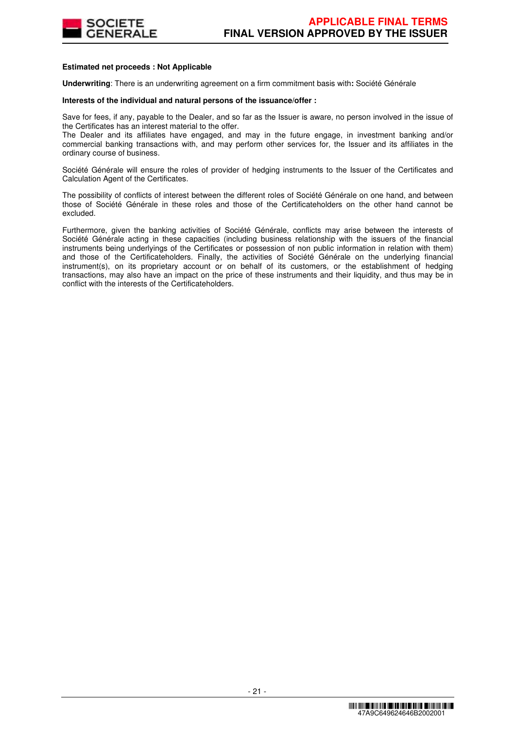**Estimated net proceeds : Not Applicable**

**Underwriting**: There is an underwriting agreement on a firm commitment basis with**:** Société Générale

**Interests of the individual and natural persons of the issuance/offer :**

Save for fees, if any, payable to the Dealer, and so far as the Issuer is aware, no person involved in the issue of the Certificates has an interest material to the offer.
The Dealer and its affiliates have engaged, and may in the future engage, in investment banking and/or commercial banking transactions with, and may perform other services for, the Issuer and its affiliates in the ordinary course of business.

Société Générale will ensure the roles of provider of hedging instruments to the Issuer of the Certificates and Calculation Agent of the Certificates.

The possibility of conflicts of interest between the different roles of Société Générale on one hand, and between those of Société Générale in these roles and those of the Certificateholders on the other hand cannot be excluded.

Furthermore, given the banking activities of Société Générale, conflicts may arise between the interests of Société Générale acting in these capacities (including business relationship with the issuers of the financial instruments being underlyings of the Certificates or possession of non public information in relation with them) and those of the Certificateholders. Finally, the activities of Société Générale on the underlying financial instrument(s), on its proprietary account or on behalf of its customers, or the establishment of hedging transactions, may also have an impact on the price of these instruments and their liquidity, and thus may be in conflict with the interests of the Certificateholders.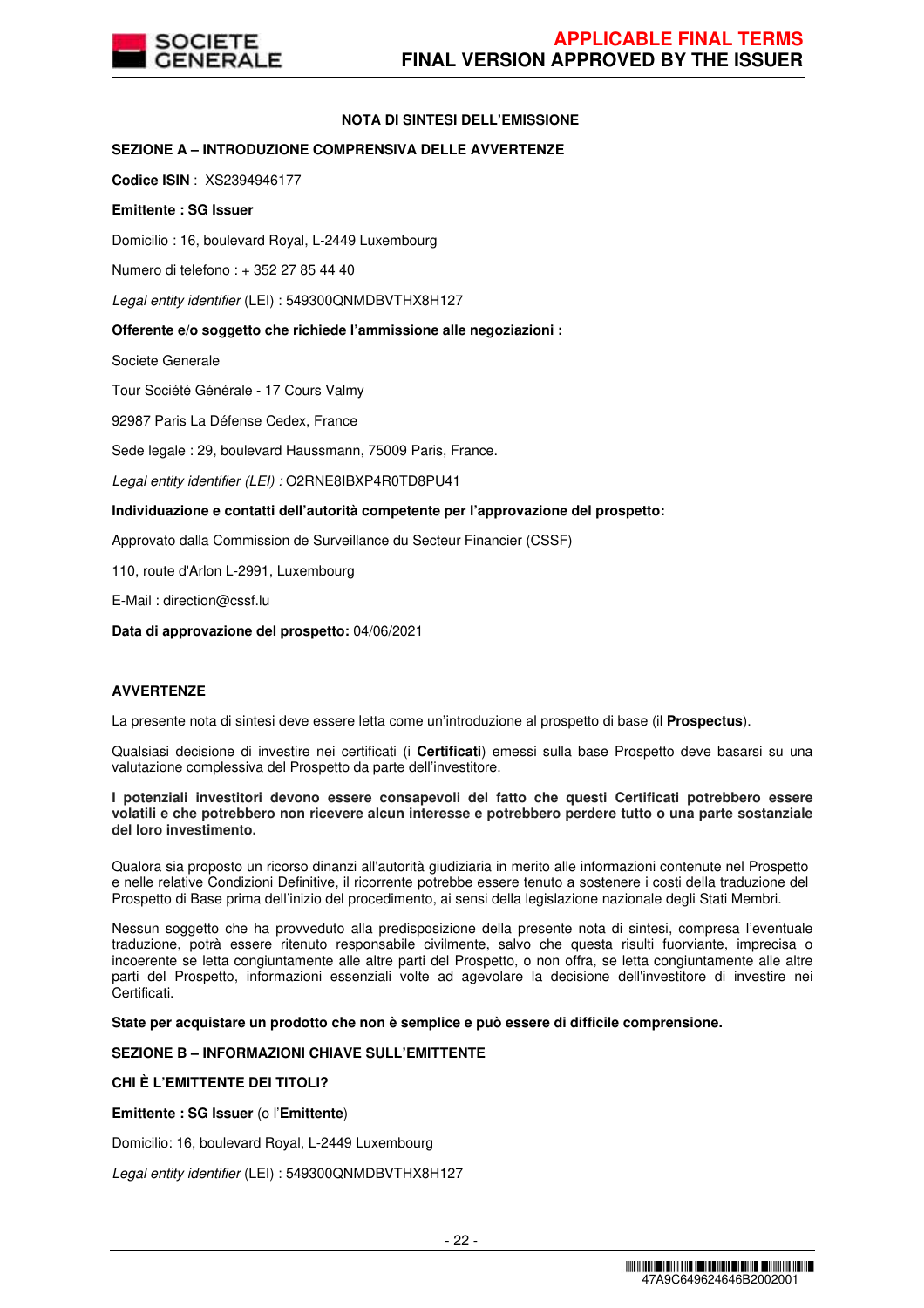**NOTA DI SINTESI DELL'EMISSIONE**

**SEZIONE A – INTRODUZIONE COMPRENSIVA DELLE AVVERTENZE**

**Codice ISIN** : XS2394946177

**Emittente : SG Issuer**

Domicilio : 16, boulevard Royal, L-2449 Luxembourg

Numero di telefono : + 352 27 85 44 40

*Legal entity identifier* (LEI) : 549300QNMDBVTHX8H127

**Offerente e/o soggetto che richiede l'ammissione alle negoziazioni :**

Societe Generale

Tour Société Générale - 17 Cours Valmy

92987 Paris La Défense Cedex, France

Sede legale : 29, boulevard Haussmann, 75009 Paris, France.

*Legal entity identifier (LEI) :* O2RNE8IBXP4R0TD8PU41

**Individuazione e contatti dell'autorità competente per l'approvazione del prospetto:**

Approvato dalla Commission de Surveillance du Secteur Financier (CSSF)

110, route d'Arlon L-2991, Luxembourg

E-Mail : direction@cssf.lu

**Data di approvazione del prospetto:** 04/06/2021

**AVVERTENZE**

La presente nota di sintesi deve essere letta come un'introduzione al prospetto di base (il **Prospectus**).

Qualsiasi decisione di investire nei certificati (i **Certificati**) emessi sulla base Prospetto deve basarsi su una valutazione complessiva del Prospetto da parte dell'investitore.

**I potenziali investitori devono essere consapevoli del fatto che questi Certificati potrebbero essere volatili e che potrebbero non ricevere alcun interesse e potrebbero perdere tutto o una parte sostanziale del loro investimento.**

Qualora sia proposto un ricorso dinanzi all'autorità giudiziaria in merito alle informazioni contenute nel Prospetto e nelle relative Condizioni Definitive, il ricorrente potrebbe essere tenuto a sostenere i costi della traduzione del Prospetto di Base prima dell'inizio del procedimento, ai sensi della legislazione nazionale degli Stati Membri.

Nessun soggetto che ha provveduto alla predisposizione della presente nota di sintesi, compresa l'eventuale traduzione, potrà essere ritenuto responsabile civilmente, salvo che questa risulti fuorviante, imprecisa o incoerente se letta congiuntamente alle altre parti del Prospetto, o non offra, se letta congiuntamente alle altre parti del Prospetto, informazioni essenziali volte ad agevolare la decisione dell'investitore di investire nei Certificati.

**State per acquistare un prodotto che non è semplice e può essere di difficile comprensione.**

**SEZIONE B – INFORMAZIONI CHIAVE SULL'EMITTENTE**

**CHI È L'EMITTENTE DEI TITOLI?**

**Emittente : SG Issuer** (o l'**Emittente**)

Domicilio: 16, boulevard Royal, L-2449 Luxembourg

*Legal entity identifier* (LEI) : 549300QNMDBVTHX8H127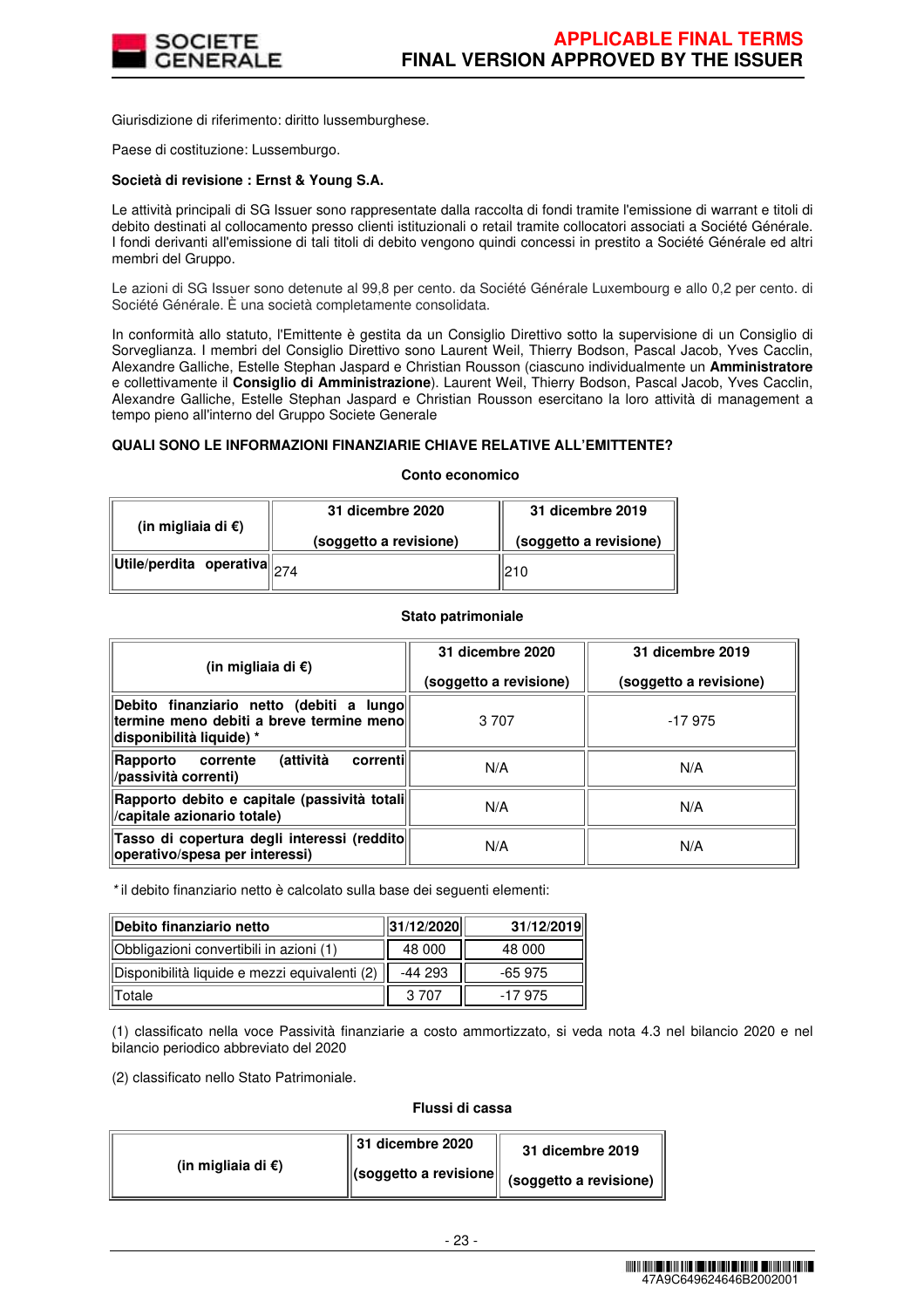Giurisdizione di riferimento: diritto lussemburghese.

Paese di costituzione: Lussemburgo.

**Società di revisione : Ernst & Young S.A.**

Le attività principali di SG Issuer sono rappresentate dalla raccolta di fondi tramite l'emissione di warrant e titoli di debito destinati al collocamento presso clienti istituzionali o retail tramite collocatori associati a Société Générale. I fondi derivanti all'emissione di tali titoli di debito vengono quindi concessi in prestito a Société Générale ed altri membri del Gruppo.

Le azioni di SG Issuer sono detenute al 99,8 per cento. da Société Générale Luxembourg e allo 0,2 per cento. di Société Générale. È una società completamente consolidata.

In conformità allo statuto, l'Emittente è gestita da un Consiglio Direttivo sotto la supervisione de un Consiglio di Sorveglianza. I membri del Consiglio Direttivo sono Laurent Weil, Thierry Bodson, Pascal Jacob, Yves Cacclin, Alexandre Galliche, Estelle Stephan Jaspard e Christian Rousson (ciascuno individualmente un **Amministratore** e collettivamente il **Consiglio di Amministrazione**). Laurent Weil, Thierry Bodson, Pascal Jacob, Yves Cacclin, Alexandre Galliche, Estelle Stephan Jaspard e Christian Rousson esercitano la loro attività di management a tempo pieno all'interno del Gruppo Societe Generale

**QUALI SONO LE INFORMAZIONI FINANZIARIE CHIAVE RELATIVE ALL'EMITTENTE?**

**Conto economico**

| (in migliaia di €) | 31 dicembre 2020<br>(soggetto a revisione) | 31 dicembre 2019<br>(soggetto a revisione) |
|---|---|---|
| Utile/perdita operativa | 274 | 210 |

**Stato patrimoniale**

| (in migliaia di €) | 31 dicembre 2020<br>(soggetto a revisione) | 31 dicembre 2019<br>(soggetto a revisione) |
|---|---|---|
| Debito finanziario netto (debiti a lungo termine meno debiti a breve termine meno disponibilità liquide) * | 3 707 | -17 975 |
| Rapporto corrente (attività correnti /passività correnti) | N/A | N/A |
| Rapporto debito e capitale (passività totali /capitale azionario totale) | N/A | N/A |
| Tasso di copertura degli interessi (reddito operativo/spesa per interessi) | N/A | N/A |

*il debito finanziario netto è calcolato sulla base dei seguenti elementi:

| Debito finanziario netto | 31/12/2020 | 31/12/2019 |
|---|---|---|
| Obbligazioni convertibili in azioni (1) | 48 000 | 48 000 |
| Disponibilità liquide e mezzi equivalenti (2) | -44 293 | -65 975 |
| Totale | 3 707 | -17 975 |

(1) classificato nella voce Passività finanziarie a costo ammortizzato, si veda nota 4.3 nel bilancio 2020 e nel bilancio periodico abbreviato del 2020

(2) classificato nello Stato Patrimoniale.

**Flussi di cassa**

| (in migliaia di €) | 31 dicembre 2020<br>(soggetto a revisione | 31 dicembre 2019<br>(soggetto a revisione) |
|---|---|---|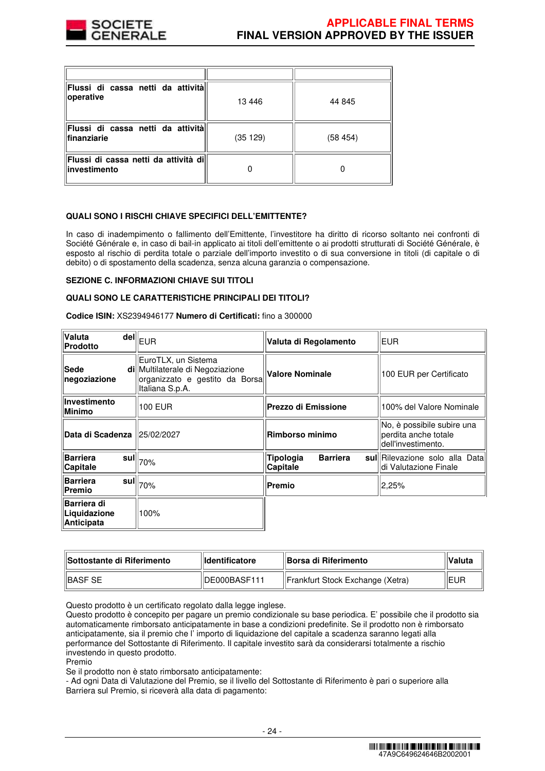| | | |
|---|---|---|
| **Flussi di cassa netti da attività operative** | 13 446 | 44 845 |
| **Flussi di cassa netti da attività finanziarie** | (35 129) | (58 454) |
| **Flussi di cassa netti da attività di investimento** | 0 | 0 |

**QUALI SONO I RISCHI CHIAVE SPECIFICI DELL'EMITTENTE?**

In caso di inadempimento o fallimento dell'Emittente, l'investitore ha diritto di ricorso soltanto nei confronti di Société Générale e, in caso di bail-in applicato ai titoli dell'emittente o ai prodotti strutturati di Société Générale, è esposto al rischio di perdita totale o parziale dell'importo investito o di sua conversione in titoli (di capitale o di debito) o di spostamento della scadenza, senza alcuna garanzia o compensazione.

**SEZIONE C. INFORMAZIONI CHIAVE SUI TITOLI**

**QUALI SONO LE CARATTERISTICHE PRINCIPALI DEI TITOLI?**

**Codice ISIN:** XS2394946177 **Numero di Certificati:** fino a 300000

| | | | |
|---|---|---|---|
| **Valuta del Prodotto** | EUR | **Valuta di Regolamento** | EUR |
| **Sede di negoziazione** | EuroTLX, un Sistema Multilaterale di Negoziazione organizzato e gestito da Borsa Italiana S.p.A. | **Valore Nominale** | 100 EUR per Certificato |
| **Investimento Minimo** | 100 EUR | **Prezzo di Emissione** | 100% del Valore Nominale |
| **Data di Scadenza** | 25/02/2027 | **Rimborso minimo** | No, è possibile subire una perdita anche totale dell'investimento. |
| **Barriera sul Capitale** | 70% | **Tipologia Barriera sul Capitale** | Rilevazione solo alla Data di Valutazione Finale |
| **Barriera sul Premio** | 70% | **Premio** | 2,25% |
| **Barriera di Liquidazione Anticipata** | 100% | | |

| Sottostante di Riferimento | Identificatore | Borsa di Riferimento | Valuta |
|---|---|---|---|
| BASF SE | DE000BASF111 | Frankfurt Stock Exchange (Xetra) | EUR |

Questo prodotto è un certificato regolato dalla legge inglese.
Questo prodotto è concepito per pagare un premio condizionale su base periodica. E' possibile che il prodotto sia automaticamente rimborsato anticipatamente in base a condizioni predefinite. Se il prodotto non è rimborsato anticipatamente, sia il premio che l' importo di liquidazione del capitale a scadenza saranno legati alla performance del Sottostante di Riferimento. Il capitale investito sarà da considerarsi totalmente a rischio investendo in questo prodotto.
Premio
Se il prodotto non è stato rimborsato anticipatamente:
- Ad ogni Data di Valutazione del Premio, se il livello del Sottostante di Riferimento è pari o superiore alla Barriera sul Premio, si riceverà alla data di pagamento: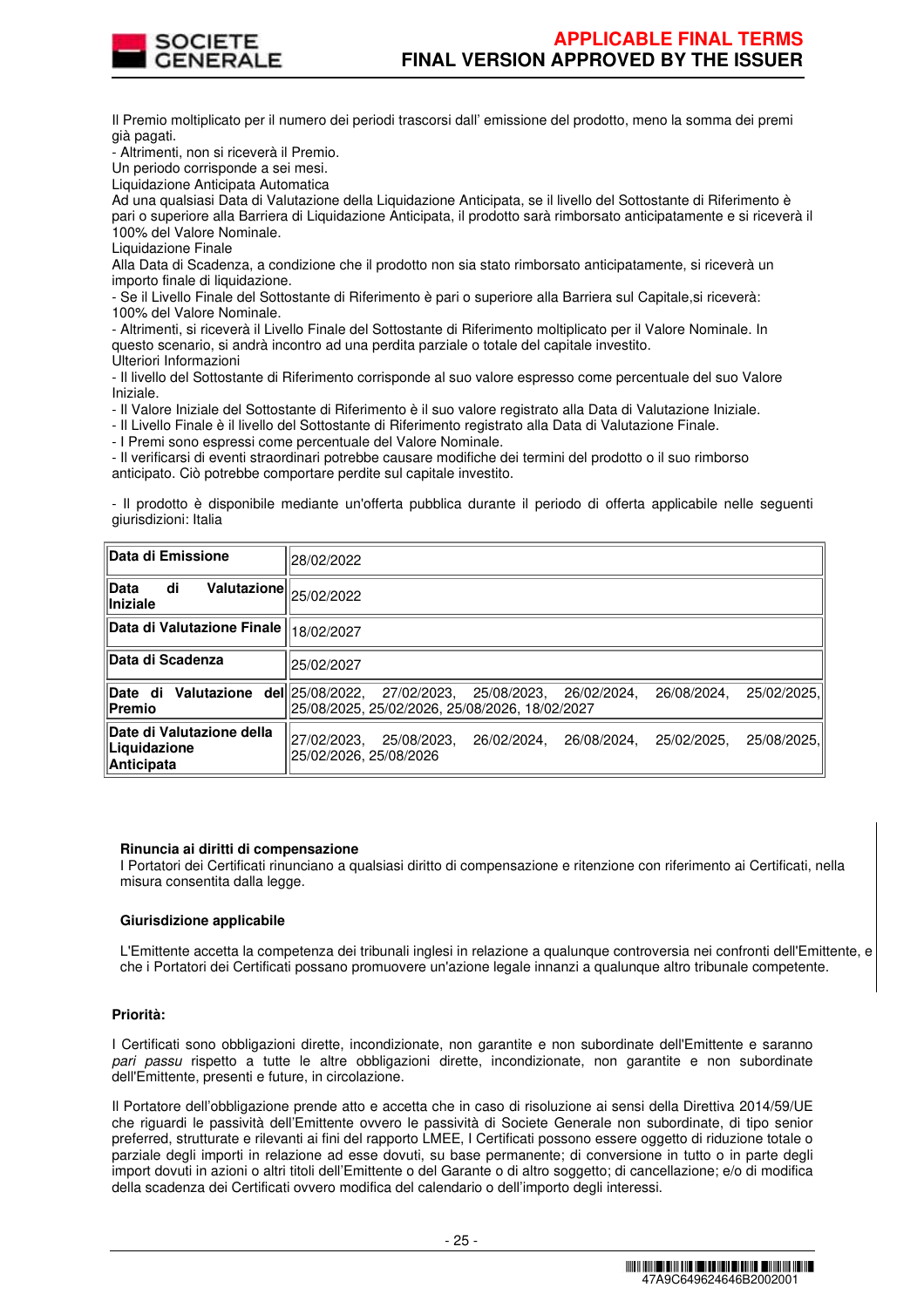Il Premio moltiplicato per il numero dei periodi trascorsi dall' emissione del prodotto, meno la somma dei premi già pagati.
- Altrimenti, non si riceverà il Premio.
Un periodo corrisponde a sei mesi.
Liquidazione Anticipata Automatica
Ad una qualsiasi Data di Valutazione della Liquidazione Anticipata, se il livello del Sottostante di Riferimento è pari o superiore alla Barriera di Liquidazione Anticipata, il prodotto sarà rimborsato anticipatamente e si riceverà il 100% del Valore Nominale.
Liquidazione Finale
Alla Data di Scadenza, a condizione che il prodotto non sia stato rimborsato anticipatamente, si riceverà un importo finale di liquidazione.
- Se il Livello Finale del Sottostante di Riferimento è pari o superiore alla Barriera sul Capitale,si riceverà: 100% del Valore Nominale.
- Altrimenti, si riceverà il Livello Finale del Sottostante di Riferimento moltiplicato per il Valore Nominale. In questo scenario, si andrà incontro ad una perdita parziale o totale del capitale investito.
Ulteriori Informazioni
- Il livello del Sottostante di Riferimento corrisponde al suo valore espresso come percentuale del suo Valore Iniziale.
- Il Valore Iniziale del Sottostante di Riferimento è il suo valore registrato alla Data di Valutazione Iniziale.
- Il Livello Finale è il livello del Sottostante di Riferimento registrato alla Data di Valutazione Finale.
- I Premi sono espressi come percentuale del Valore Nominale.
- Il verificarsi di eventi straordinari potrebbe causare modifiche dei termini del prodotto o il suo rimborso anticipato. Ciò potrebbe comportare perdite sul capitale investito.

- Il prodotto è disponibile mediante un'offerta pubblica durante il periodo di offerta applicabile nelle seguenti giurisdizioni: Italia

| | |
|---|---|
| **Data di Emissione** | 28/02/2022 |
| **Data di Valutazione Iniziale** | 25/02/2022 |
| **Data di Valutazione Finale** | 18/02/2027 |
| **Data di Scadenza** | 25/02/2027 |
| **Date di Valutazione del Premio** | 25/08/2022, 27/02/2023, 25/08/2023, 26/02/2024, 26/08/2024, 25/02/2025, 25/08/2025, 25/02/2026, 25/08/2026, 18/02/2027 |
| **Date di Valutazione della Liquidazione Anticipata** | 27/02/2023, 25/08/2023, 26/02/2024, 26/08/2024, 25/02/2025, 25/08/2025, 25/02/2026, 25/08/2026 |

**Rinuncia ai diritti di compensazione**
I Portatori dei Certificati rinunciano a qualsiasi diritto di compensazione e ritenzione con riferimento ai Certificati, nella misura consentita dalla legge.

**Giurisdizione applicabile**

L'Emittente accetta la competenza dei tribunali inglesi in relazione a qualunque controversia nei confronti dell'Emittente, e che i Portatori dei Certificati possano promuovere un'azione legale innanzi a qualunque altro tribunale competente.

**Priorità:**

I Certificati sono obbligazioni dirette, incondizionate, non garantite e non subordinate dell'Emittente e saranno *pari passu* rispetto a tutte le altre obbligazioni dirette, incondizionate, non garantite e non subordinate dell'Emittente, presenti e future, in circolazione.

Il Portatore dell'obbligazione prende atto e accetta che in caso di risoluzione ai sensi della Direttiva 2014/59/UE che riguardi le passività dell'Emittente ovvero le passività di Societe Generale non subordinate, di tipo senior preferred, strutturate e rilevanti ai fini del rapporto LMEE, I Certificati possono essere oggetto di riduzione totale o parziale degli importi in relazione ad esse dovuti, su base permanente; di conversione in tutto o in parte degli import dovuti in azioni o altri titoli dell'Emittente o del Garante o di altro soggetto; di cancellazione; e/o di modifica della scadenza dei Certificati ovvero modifica del calendario o dell'importo degli interessi.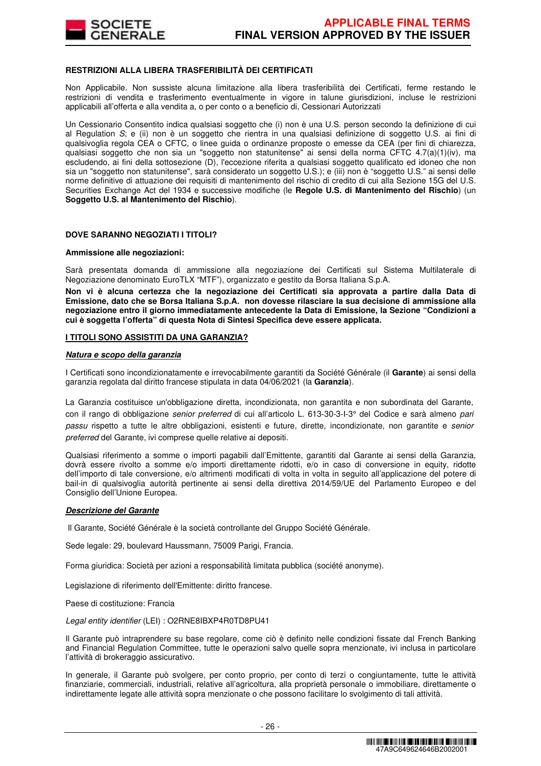**RESTRIZIONI ALLA LIBERA TRASFERIBILITÀ DEI CERTIFICATI**

Non Applicabile. Non sussiste alcuna limitazione alla libera trasferibilità dei Certificati, ferme restando le restrizioni di vendita e trasferimento eventualmente in vigore in talune giurisdizioni, incluse le restrizioni applicabili all'offerta e alla vendita a, o per conto o a beneficio di, Cessionari Autorizzati

Un Cessionario Consentito indica qualsiasi soggetto che (i) non è una U.S. person secondo la definizione di cui al Regulation *S*; e (ii) non è un soggetto che rientra in una qualsiasi definizione di soggetto U.S. ai fini di qualsivoglia regola CEA o CFTC, o linee guida o ordinanze proposte o emesse da CEA (per fini di chiarezza, qualsiasi soggetto che non sia un "soggetto non statunitense" ai sensi della norma CFTC 4.7(a)(1)(iv), ma escludendo, ai fini della sottosezione (D), l'eccezione riferita a qualsiasi soggetto qualificato ed idoneo che non sia un "soggetto non statunitense", sarà considerato un soggetto U.S.); e (iii) non è "soggetto U.S." ai sensi delle norme definitive di attuazione dei requisiti di mantenimento del rischio di credito di cui alla Sezione 15G del U.S. Securities Exchange Act del 1934 e successive modifiche (le **Regole U.S. di Mantenimento del Rischio**) (un **Soggetto U.S. al Mantenimento del Rischio**).

**DOVE SARANNO NEGOZIATI I TITOLI?**

**Ammissione alle negoziazioni:**

Sarà presentata domanda di ammissione alla negoziazione dei Certificati sul Sistema Multilaterale di Negoziazione denominato EuroTLX "MTF"), organizzato e gestito da Borsa Italiana S.p.A.

**Non vi è alcuna certezza che la negoziazione dei Certificati sia approvata a partire dalla Data di Emissione, dato che se Borsa Italiana S.p.A. non dovesse rilasciare la sua decisione di ammissione alla negoziazione entro il giorno immediatamente antecedente la Data di Emissione, la Sezione "Condizioni a cui è soggetta l'offerta" di questa Nota di Sintesi Specifica deve essere applicata.**

**I TITOLI SONO ASSISTITI DA UNA GARANZIA?**

***Natura e scopo della garanzia***

I Certificati sono incondizionatamente e irrevocabilmente garantiti da Société Générale (il **Garante**) ai sensi della garanzia regolata dal diritto francese stipulata in data 04/06/2021 (la **Garanzia**).

La Garanzia costituisce un'obbligazione diretta, incondizionata, non garantita e non subordinata del Garante, con il rango di obbligazione *senior preferred* di cui all'articolo L. 613-30-3-I-3° del Codice e sarà almeno *pari passu* rispetto a tutte le altre obbligazioni, esistenti e future, dirette, incondizionate, non garantite e *senior preferred* del Garante, ivi comprese quelle relative ai depositi.

Qualsiasi riferimento a somme o importi pagabili dall'Emittente, garantiti dal Garante ai sensi della Garanzia, dovrà essere rivolto a somme e/o importi direttamente ridotti, e/o in caso di conversione in equity, ridotte dell'importo di tale conversione, e/o altrimenti modificati di volta in volta in seguito all'applicazione del potere di bail-in di qualsivoglia autorità pertinente ai sensi della direttiva 2014/59/UE del Parlamento Europeo e del Consiglio dell'Unione Europea.

***Descrizione del Garante***

Il Garante, Société Générale è la società controllante del Gruppo Société Générale.

Sede legale: 29, boulevard Haussmann, 75009 Parigi, Francia.

Forma giuridica: Società per azioni a responsabilità limitata pubblica (société anonyme).

Legislazione di riferimento dell'Emittente: diritto francese.

Paese di costituzione: Francia

*Legal entity identifier* (LEI) : O2RNE8IBXP4R0TD8PU41

Il Garante può intraprendere su base regolare, come ciò è definito nelle condizioni fissate dal French Banking and Financial Regulation Committee, tutte le operazioni salvo quelle sopra menzionate, ivi inclusa in particolare l'attività di brokeraggio assicurativo.

In generale, il Garante può svolgere, per conto proprio, per conto di terzi o congiuntamente, tutte le attività finanziarie, commerciali, industriali, relative all'agricoltura, alla proprietà personale o immobiliare, direttamente o indirettamente legate alle attività sopra menzionate o che possono facilitare lo svolgimento di tali attività.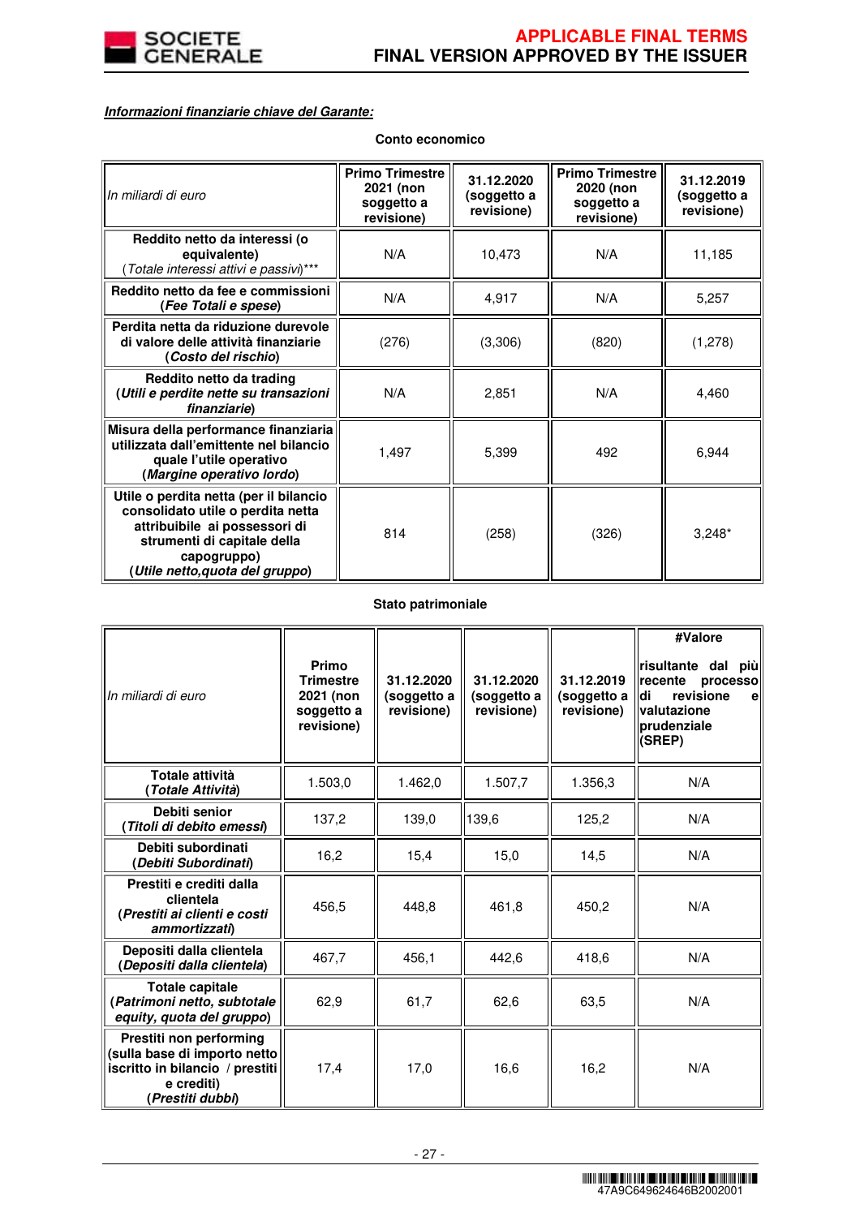***Informazioni finanziarie chiave del Garante:***

**Conto economico**

| *In miliardi di euro* | **Primo Trimestre 2021 (non soggetto a revisione)** | **31.12.2020 (soggetto a revisione)** | **Primo Trimestre 2020 (non soggetto a revisione)** | **31.12.2019 (soggetto a revisione)** |
|---|---|---|---|---|
| **Reddito netto da interessi (o equivalente)** (*Totale interessi attivi e passivi*)*** | N/A | 10,473 | N/A | 11,185 |
| **Reddito netto da fee e commissioni** (***Fee Totali e spese***) | N/A | 4,917 | N/A | 5,257 |
| **Perdita netta da riduzione durevole di valore delle attività finanziarie** (***Costo del rischio***) | (276) | (3,306) | (820) | (1,278) |
| **Reddito netto da trading** (***Utili e perdite nette su transazioni finanziarie***) | N/A | 2,851 | N/A | 4,460 |
| **Misura della performance finanziaria utilizzata dall'emittente nel bilancio quale l'utile operativo** (***Margine operativo lordo***) | 1,497 | 5,399 | 492 | 6,944 |
| **Utile o perdita netta (per il bilancio consolidato utile o perdita netta attribuibile ai possessori di strumenti di capitale della capogruppo)** (***Utile netto,quota del gruppo***) | 814 | (258) | (326) | 3,248* |

**Stato patrimoniale**

| *In miliardi di euro* | **Primo Trimestre 2021 (non soggetto a revisione)** | **31.12.2020 (soggetto a revisione)** | **31.12.2020 (soggetto a revisione)** | **31.12.2019 (soggetto a revisione)** | **#Valore risultante dal più recente processo di revisione e valutazione prudenziale (SREP)** |
|---|---|---|---|---|---|
| **Totale attività** (***Totale Attività***) | 1.503,0 | 1.462,0 | 1.507,7 | 1.356,3 | N/A |
| **Debiti senior** (***Titoli di debito emessi***) | 137,2 | 139,0 | 139,6 | 125,2 | N/A |
| **Debiti subordinati** (***Debiti Subordinati***) | 16,2 | 15,4 | 15,0 | 14,5 | N/A |
| **Prestiti e crediti dalla clientela** (***Prestiti ai clienti e costi ammortizzati***) | 456,5 | 448,8 | 461,8 | 450,2 | N/A |
| **Depositi dalla clientela** (***Depositi dalla clientela***) | 467,7 | 456,1 | 442,6 | 418,6 | N/A |
| **Totale capitale** (***Patrimoni netto, subtotale equity, quota del gruppo***) | 62,9 | 61,7 | 62,6 | 63,5 | N/A |
| **Prestiti non performing (sulla base di importo netto iscritto in bilancio / prestiti e crediti)** (***Prestiti dubbi***) | 17,4 | 17,0 | 16,6 | 16,2 | N/A |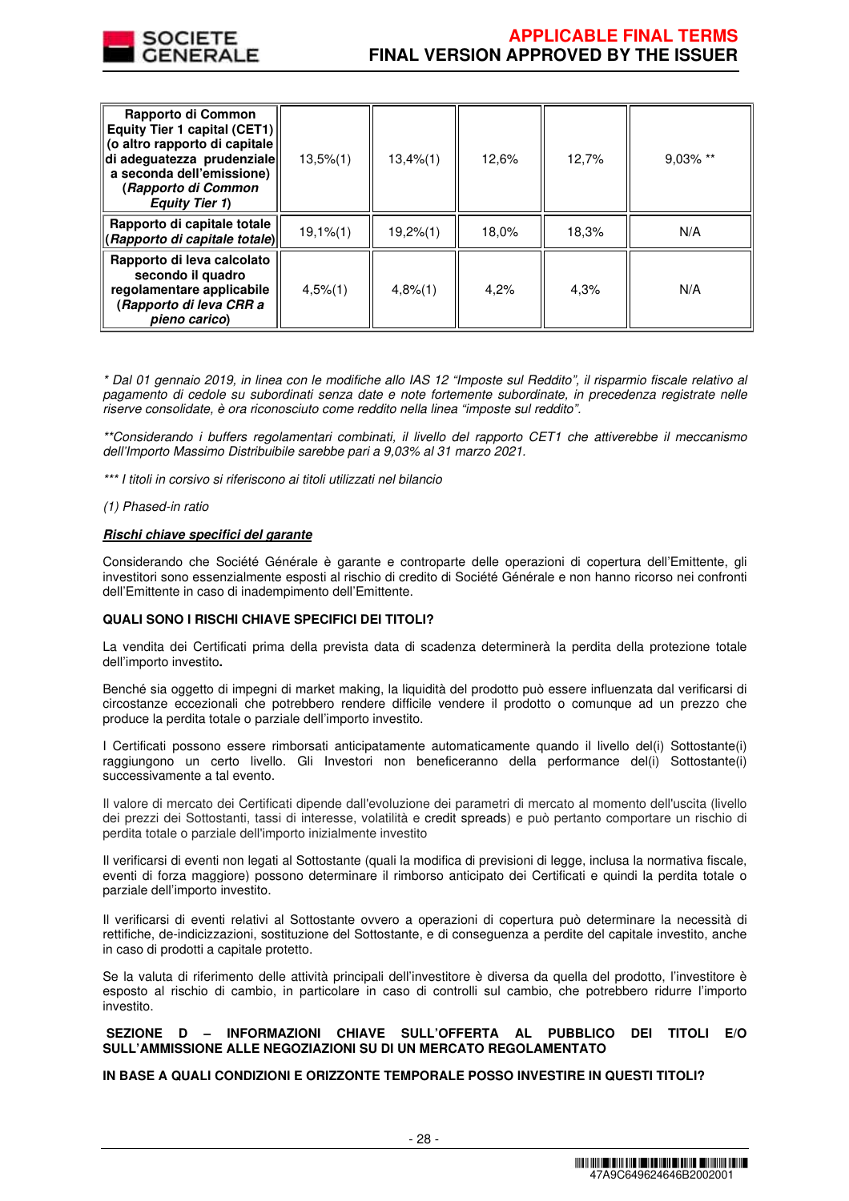| Rapporto di Common Equity Tier 1 capital (CET1) (o altro rapporto di capitale di adeguatezza prudenziale a seconda dell'emissione) (*Rapporto di Common Equity Tier 1*) | 13,5%(1) | 13,4%(1) | 12,6% | 12,7% | 9,03% ** |
|---|---|---|---|---|---|
| Rapporto di capitale totale (*Rapporto di capitale totale*) | 19,1%(1) | 19,2%(1) | 18,0% | 18,3% | N/A |
| Rapporto di leva calcolato secondo il quadro regolamentare applicabile (*Rapporto di leva CRR a pieno carico*) | 4,5%(1) | 4,8%(1) | 4,2% | 4,3% | N/A |

*\* Dal 01 gennaio 2019, in linea con le modifiche allo IAS 12 "Imposte sul Reddito", il risparmio fiscale relativo al pagamento di cedole su subordinati senza date e note fortemente subordinate, in precedenza registrate nelle riserve consolidate, è ora riconosciuto come reddito nella linea "imposte sul reddito".*

*\*\*Considerando i buffers regolamentari combinati, il livello del rapporto CET1 che attiverebbe il meccanismo dell'Importo Massimo Distribuibile sarebbe pari a 9,03% al 31 marzo 2021.*

*\*\*\* I titoli in corsivo si riferiscono ai titoli utilizzati nel bilancio*

*(1) Phased-in ratio*

***Rischi chiave specifici del garante***

Considerando che Société Générale è garante e controparte delle operazioni di copertura dell'Emittente, gli investitori sono essenzialmente esposti al rischio di credito di Société Générale e non hanno ricorso nei confronti dell'Emittente in caso di inadempimento dell'Emittente.

**QUALI SONO I RISCHI CHIAVE SPECIFICI DEI TITOLI?**

La vendita dei Certificati prima della prevista data di scadenza determinerà la perdita della protezione totale dell'importo investito**.**

Benché sia oggetto di impegni di market making, la liquidità del prodotto può essere influenzata dal verificarsi di circostanze eccezionali che potrebbero rendere difficile vendere il prodotto o comunque ad un prezzo che produce la perdita totale o parziale dell'importo investito.

I Certificati possono essere rimborsati anticipatamente automaticamente quando il livello del(i) Sottostante(i) raggiungono un certo livello. Gli Investori non beneficeranno della performance del(i) Sottostante(i) successivamente a tal evento.

Il valore di mercato dei Certificati dipende dall'evoluzione dei parametri di mercato al momento dell'uscita (livello dei prezzi dei Sottostanti, tassi di interesse, volatilità e credit spreads) e può pertanto comportare un rischio di perdita totale o parziale dell'importo inizialmente investito

Il verificarsi di eventi non legati al Sottostante (quali la modifica di previsioni di legge, inclusa la normativa fiscale, eventi di forza maggiore) possono determinare il rimborso anticipato dei Certificati e quindi la perdita totale o parziale dell'importo investito.

Il verificarsi di eventi relativi al Sottostante ovvero a operazioni di copertura può determinare la necessità di rettifiche, de-indicizzazioni, sostituzione del Sottostante, e di conseguenza a perdite del capitale investito, anche in caso di prodotti a capitale protetto.

Se la valuta di riferimento delle attività principali dell'investitore è diversa da quella del prodotto, l'investitore è esposto al rischio di cambio, in particolare in caso di controlli sul cambio, che potrebbero ridurre l'importo investito.

**SEZIONE D – INFORMAZIONI CHIAVE SULL'OFFERTA AL PUBBLICO DEI TITOLI E/O SULL'AMMISSIONE ALLE NEGOZIAZIONI SU DI UN MERCATO REGOLAMENTATO**

**IN BASE A QUALI CONDIZIONI E ORIZZONTE TEMPORALE POSSO INVESTIRE IN QUESTI TITOLI?**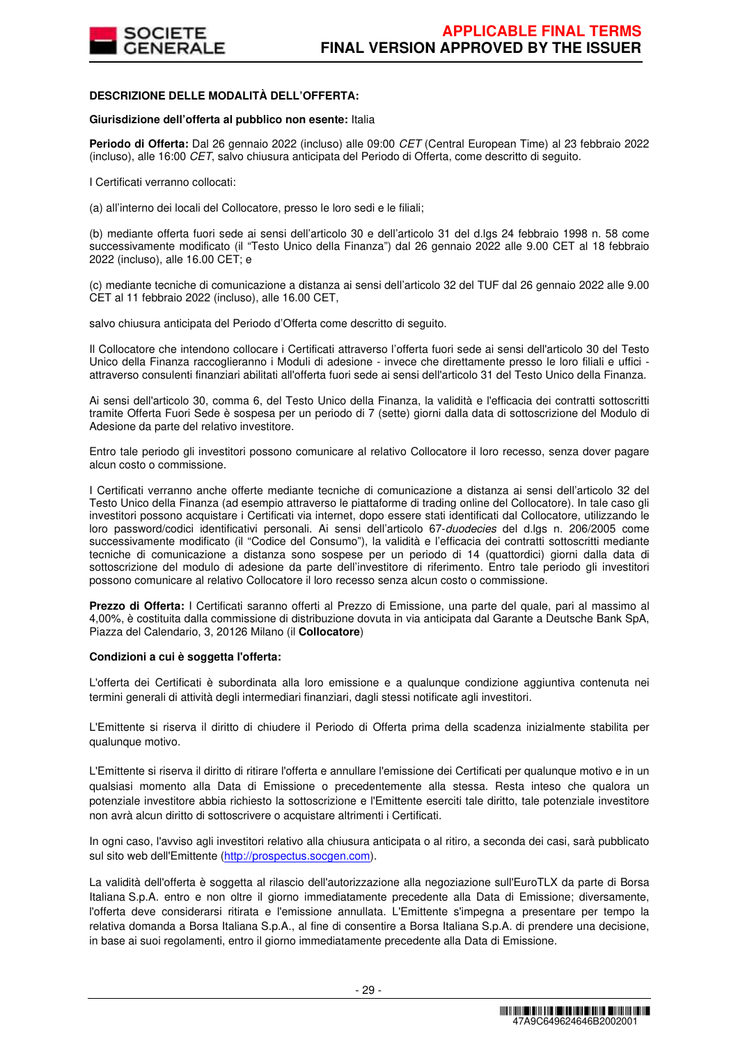**DESCRIZIONE DELLE MODALITÀ DELL'OFFERTA:**

**Giurisdizione dell'offerta al pubblico non esente:** Italia

**Periodo di Offerta:** Dal 26 gennaio 2022 (incluso) alle 09:00 *CET* (Central European Time) al 23 febbraio 2022 (incluso), alle 16:00 *CET*, salvo chiusura anticipata del Periodo di Offerta, come descritto di seguito.

I Certificati verranno collocati:

(a) all'interno dei locali del Collocatore, presso le loro sedi e le filiali;

(b) mediante offerta fuori sede ai sensi dell'articolo 30 e dell'articolo 31 del d.lgs 24 febbraio 1998 n. 58 come successivamente modificato (il "Testo Unico della Finanza") dal 26 gennaio 2022 alle 9.00 CET al 18 febbraio 2022 (incluso), alle 16.00 CET; e

(c) mediante tecniche di comunicazione a distanza ai sensi dell'articolo 32 del TUF dal 26 gennaio 2022 alle 9.00 CET al 11 febbraio 2022 (incluso), alle 16.00 CET,

salvo chiusura anticipata del Periodo d'Offerta come descritto di seguito.

Il Collocatore che intendono collocare i Certificati attraverso l'offerta fuori sede ai sensi dell'articolo 30 del Testo Unico della Finanza raccoglieranno i Moduli di adesione - invece che direttamente presso le loro filiali e uffici - attraverso consulenti finanziari abilitati all'offerta fuori sede ai sensi dell'articolo 31 del Testo Unico della Finanza.

Ai sensi dell'articolo 30, comma 6, del Testo Unico della Finanza, la validità e l'efficacia dei contratti sottoscritti tramite Offerta Fuori Sede è sospesa per un periodo di 7 (sette) giorni dalla data di sottoscrizione del Modulo di Adesione da parte del relativo investitore.

Entro tale periodo gli investitori possono comunicare al relativo Collocatore il loro recesso, senza dover pagare alcun costo o commissione.

I Certificati verranno anche offerte mediante tecniche di comunicazione a distanza ai sensi dell'articolo 32 del Testo Unico della Finanza (ad esempio attraverso le piattaforme di trading online del Collocatore). In tale caso gli investitori possono acquistare i Certificati via internet, dopo essere stati identificati dal Collocatore, utilizzando le loro password/codici identificativi personali. Ai sensi dell'articolo 67-*duodecies* del d.lgs n. 206/2005 come successivamente modificato (il "Codice del Consumo"), la validità e l'efficacia dei contratti sottoscritti mediante tecniche di comunicazione a distanza sono sospese per un periodo di 14 (quattordici) giorni dalla data di sottoscrizione del modulo di adesione da parte dell'investitore di riferimento. Entro tale periodo gli investitori possono comunicare al relativo Collocatore il loro recesso senza alcun costo o commissione.

**Prezzo di Offerta:** I Certificati saranno offerti al Prezzo di Emissione, una parte del quale, pari al massimo al 4,00%, è costituita dalla commissione di distribuzione dovuta in via anticipata dal Garante a Deutsche Bank SpA, Piazza del Calendario, 3, 20126 Milano (il **Collocatore**)

**Condizioni a cui è soggetta l'offerta:**

L'offerta dei Certificati è subordinata alla loro emissione e a qualunque condizione aggiuntiva contenuta nei termini generali di attività degli intermediari finanziari, dagli stessi notificate agli investitori.

L'Emittente si riserva il diritto di chiudere il Periodo di Offerta prima della scadenza inizialmente stabilita per qualunque motivo.

L'Emittente si riserva il diritto di ritirare l'offerta e annullare l'emissione dei Certificati per qualunque motivo e in un qualsiasi momento alla Data di Emissione o precedentemente alla stessa. Resta inteso che qualora un potenziale investitore abbia richiesto la sottoscrizione e l'Emittente eserciti tale diritto, tale potenziale investitore non avrà alcun diritto di sottoscrivere o acquistare altrimenti i Certificati.

In ogni caso, l'avviso agli investitori relativo alla chiusura anticipata o al ritiro, a seconda dei casi, sarà pubblicato sul sito web dell'Emittente (http://prospectus.socgen.com).

La validità dell'offerta è soggetta al rilascio dell'autorizzazione alla negoziazione sull'EuroTLX da parte di Borsa Italiana S.p.A. entro e non oltre il giorno immediatamente precedente alla Data di Emissione; diversamente, l'offerta deve considerarsi ritirata e l'emissione annullata. L'Emittente s'impegna a presentare per tempo la relativa domanda a Borsa Italiana S.p.A., al fine di consentire a Borsa Italiana S.p.A. di prendere una decisione, in base ai suoi regolamenti, entro il giorno immediatamente precedente alla Data di Emissione.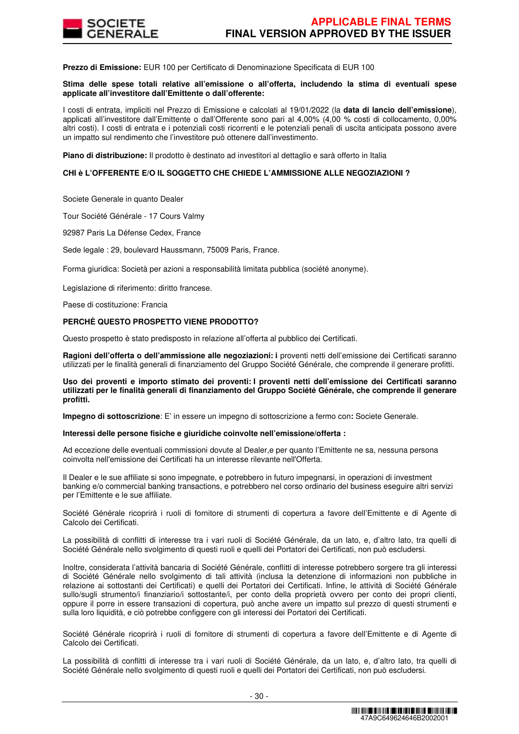**Prezzo di Emissione:** EUR 100 per Certificato di Denominazione Specificata di EUR 100

**Stima delle spese totali relative all'emissione o all'offerta, includendo la stima di eventuali spese applicate all'investitore dall'Emittente o dall'offerente:**

I costi di entrata, impliciti nel Prezzo di Emissione e calcolati al 19/01/2022 (la **data di lancio dell'emissione**), applicati all'investitore dall'Emittente o dall'Offerente sono pari al 4,00% (4,00 % costi di collocamento, 0,00% altri costi). I costi di entrata e i potenziali costi ricorrenti e le potenziali penali di uscita anticipata possono avere un impatto sul rendimento che l'investitore può ottenere dall'investimento.

**Piano di distribuzione:** Il prodotto è destinato ad investitori al dettaglio e sarà offerto in Italia

**CHI è L'OFFERENTE E/O IL SOGGETTO CHE CHIEDE L'AMMISSIONE ALLE NEGOZIAZIONI ?**

Societe Generale in quanto Dealer

Tour Société Générale - 17 Cours Valmy

92987 Paris La Défense Cedex, France

Sede legale : 29, boulevard Haussmann, 75009 Paris, France.

Forma giuridica: Società per azioni a responsabilità limitata pubblica (société anonyme).

Legislazione di riferimento: diritto francese.

Paese di costituzione: Francia

**PERCHÈ QUESTO PROSPETTO VIENE PRODOTTO?**

Questo prospetto è stato predisposto in relazione all'offerta al pubblico dei Certificati.

**Ragioni dell'offerta o dell'ammissione alle negoziazioni: i** proventi netti dell'emissione dei Certificati saranno utilizzati per le finalità generali di finanziamento del Gruppo Société Générale, che comprende il generare profitti.

**Uso dei proventi e importo stimato dei proventi: I proventi netti dell'emissione dei Certificati saranno utilizzati per le finalità generali di finanziamento del Gruppo Société Générale, che comprende il generare profitti.**

**Impegno di sottoscrizione**: E' in essere un impegno di sottoscrizione a fermo con**:** Societe Generale.

**Interessi delle persone fisiche e giuridiche coinvolte nell'emissione/offerta :**

Ad eccezione delle eventuali commissioni dovute al Dealer,e per quanto l'Emittente ne sa, nessuna persona coinvolta nell'emissione dei Certificati ha un interesse rilevante nell'Offerta.

Il Dealer e le sue affiliate si sono impegnate, e potrebbero in futuro impegnarsi, in operazioni di investment banking e/o commercial banking transactions, e potrebbero nel corso ordinario del business eseguire altri servizi per l'Emittente e le sue affiliate.

Société Générale ricoprirà i ruoli di fornitore di strumenti di copertura a favore dell'Emittente e di Agente di Calcolo dei Certificati.

La possibilità di conflitti di interesse tra i vari ruoli di Société Générale, da un lato, e, d'altro lato, tra quelli di Société Générale nello svolgimento di questi ruoli e quelli dei Portatori dei Certificati, non può escludersi.

Inoltre, considerata l'attività bancaria di Société Générale, conflitti di interesse potrebbero sorgere tra gli interessi di Société Générale nello svolgimento di tali attività (inclusa la detenzione di informazioni non pubbliche in relazione ai sottostanti dei Certificati) e quelli dei Portatori dei Certificati. Infine, le attività di Société Générale sullo/sugli strumento/i finanziario/i sottostante/i, per conto della proprietà ovvero per conto dei propri clienti, oppure il porre in essere transazioni di copertura, può anche avere un impatto sul prezzo di questi strumenti e sulla loro liquidità, e ciò potrebbe configgere con gli interessi dei Portatori dei Certificati.

Société Générale ricoprirà i ruoli di fornitore di strumenti di copertura a favore dell'Emittente e di Agente di Calcolo dei Certificati.

La possibilità di conflitti di interesse tra i vari ruoli di Société Générale, da un lato, e, d'altro lato, tra quelli di Société Générale nello svolgimento di questi ruoli e quelli dei Portatori dei Certificati, non può escludersi.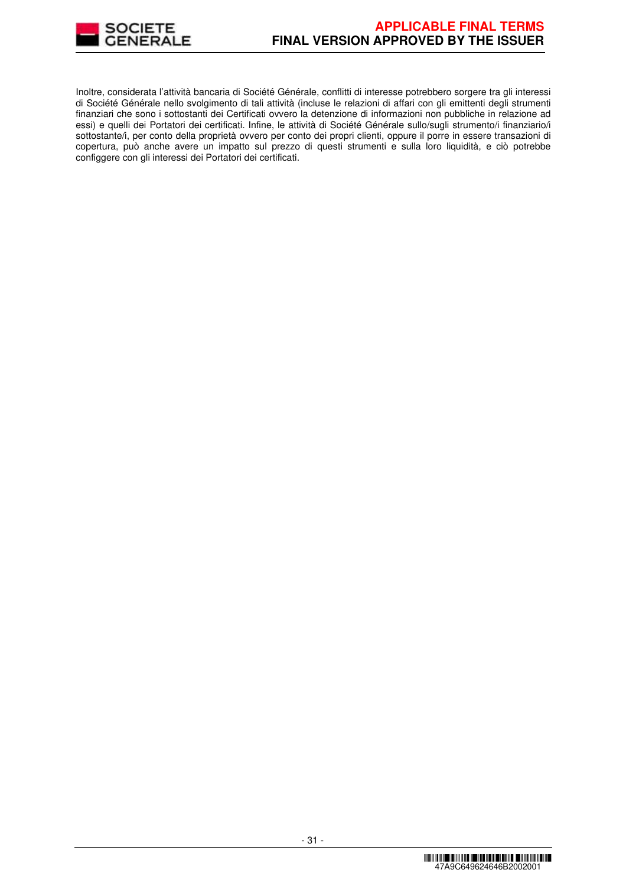Inoltre, considerata l'attività bancaria di Société Générale, conflitti di interesse potrebbero sorgere tra gli interessi di Société Générale nello svolgimento di tali attività (incluse le relazioni di affari con gli emittenti degli strumenti finanziari che sono i sottostanti dei Certificati ovvero la detenzione di informazioni non pubbliche in relazione ad essi) e quelli dei Portatori dei certificati. Infine, le attività di Société Générale sullo/sugli strumento/i finanziario/i sottostante/i, per conto della proprietà ovvero per conto dei propri clienti, oppure il porre in essere transazioni di copertura, può anche avere un impatto sul prezzo di questi strumenti e sulla loro liquidità, e ciò potrebbe configgere con gli interessi dei Portatori dei certificati.